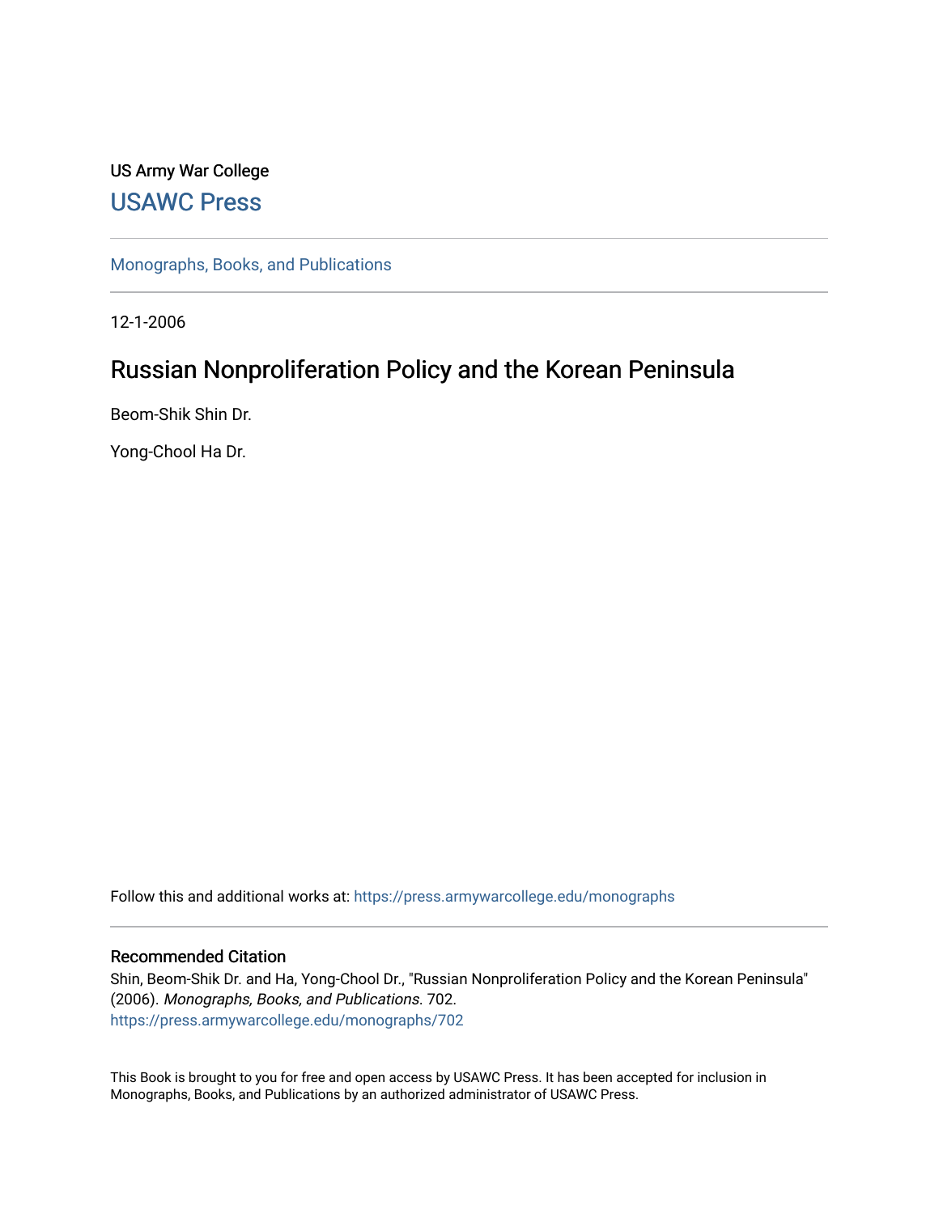US Army War College

USAWC Press

Monographs, Books, and Publications

12-1-2006

# Russian Nonproliferation Policy and the Korean Peninsula

Beom-Shik Shin Dr.

Yong-Chool Ha Dr.

Follow this and additional works at: https://press.armywarcollege.edu/monographs

### Recommended Citation

Shin, Beom-Shik Dr. and Ha, Yong-Chool Dr., "Russian Nonproliferation Policy and the Korean Peninsula" (2006). *Monographs, Books, and Publications*. 702.
https://press.armywarcollege.edu/monographs/702

This Book is brought to you for free and open access by USAWC Press. It has been accepted for inclusion in Monographs, Books, and Publications by an authorized administrator of USAWC Press.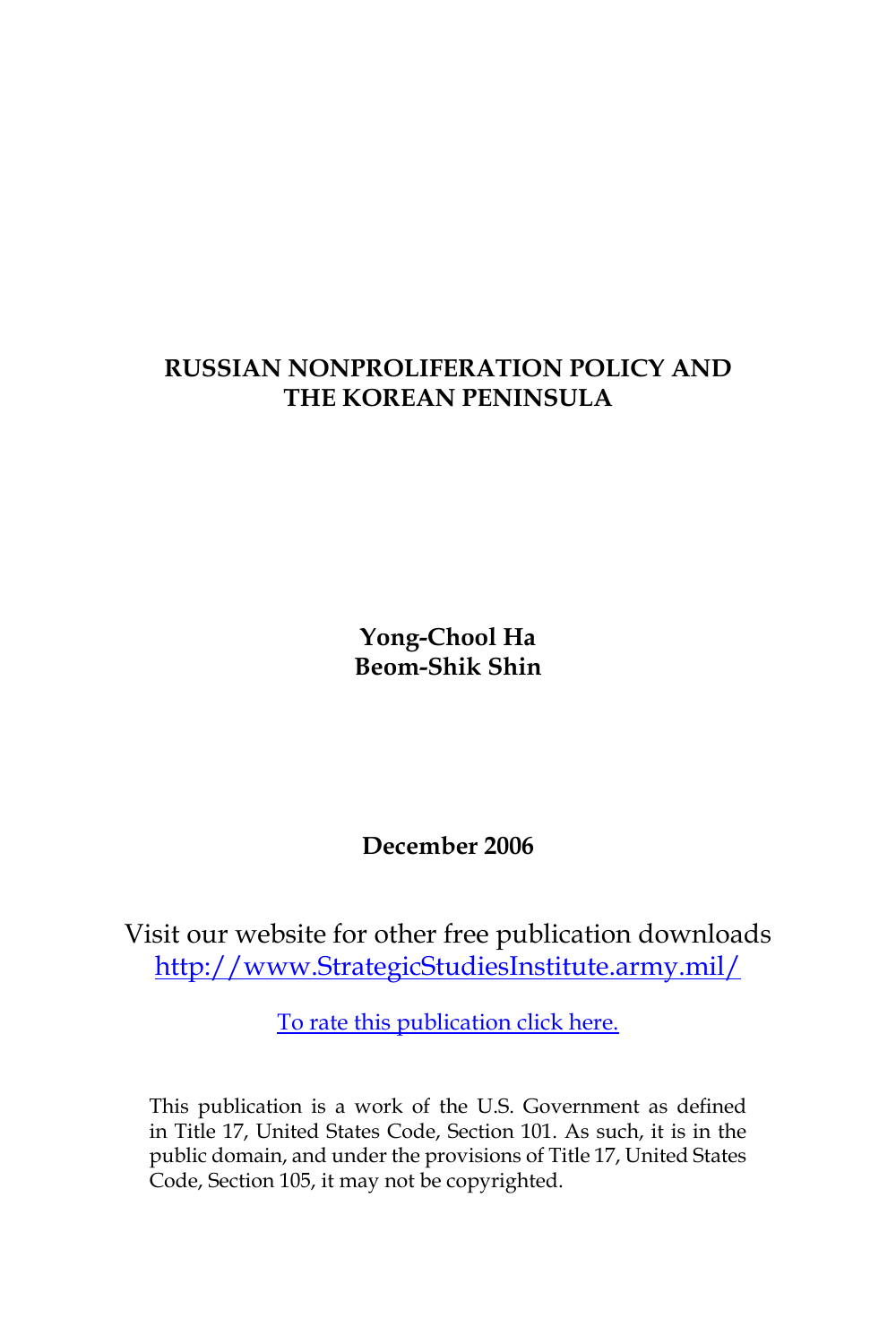# RUSSIAN NONPROLIFERATION POLICY AND THE KOREAN PENINSULA

**Yong-Chool Ha**
**Beom-Shik Shin**

**December 2006**

Visit our website for other free publication downloads
[http://www.StrategicStudiesInstitute.army.mil/](http://www.StrategicStudiesInstitute.army.mil/)

To rate this publication click here.

This publication is a work of the U.S. Government as defined in Title 17, United States Code, Section 101. As such, it is in the public domain, and under the provisions of Title 17, United States Code, Section 105, it may not be copyrighted.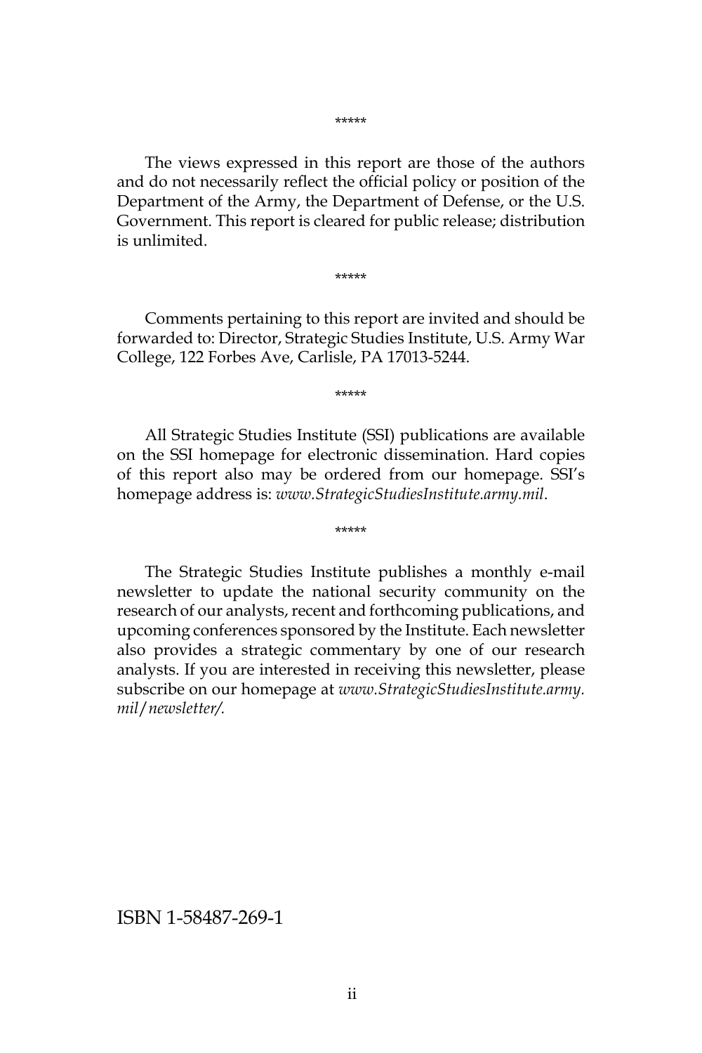*****

The views expressed in this report are those of the authors and do not necessarily reflect the official policy or position of the Department of the Army, the Department of Defense, or the U.S. Government. This report is cleared for public release; distribution is unlimited.

*****

Comments pertaining to this report are invited and should be forwarded to: Director, Strategic Studies Institute, U.S. Army War College, 122 Forbes Ave, Carlisle, PA 17013-5244.

*****

All Strategic Studies Institute (SSI) publications are available on the SSI homepage for electronic dissemination. Hard copies of this report also may be ordered from our homepage. SSI's homepage address is: *www.StrategicStudiesInstitute.army.mil*.

*****

The Strategic Studies Institute publishes a monthly e-mail newsletter to update the national security community on the research of our analysts, recent and forthcoming publications, and upcoming conferences sponsored by the Institute. Each newsletter also provides a strategic commentary by one of our research analysts. If you are interested in receiving this newsletter, please subscribe on our homepage at *www.StrategicStudiesInstitute.army.mil/newsletter/.*

ISBN 1-58487-269-1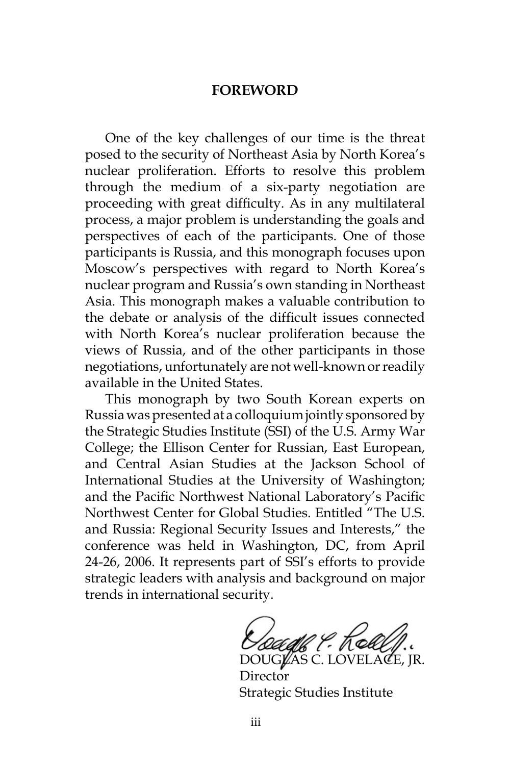## FOREWORD

One of the key challenges of our time is the threat posed to the security of Northeast Asia by North Korea's nuclear proliferation. Efforts to resolve this problem through the medium of a six-party negotiation are proceeding with great difficulty. As in any multilateral process, a major problem is understanding the goals and perspectives of each of the participants. One of those participants is Russia, and this monograph focuses upon Moscow's perspectives with regard to North Korea's nuclear program and Russia's own standing in Northeast Asia. This monograph makes a valuable contribution to the debate or analysis of the difficult issues connected with North Korea's nuclear proliferation because the views of Russia, and of the other participants in those negotiations, unfortunately are not well-known or readily available in the United States.

This monograph by two South Korean experts on Russia was presented at a colloquium jointly sponsored by the Strategic Studies Institute (SSI) of the U.S. Army War College; the Ellison Center for Russian, East European, and Central Asian Studies at the Jackson School of International Studies at the University of Washington; and the Pacific Northwest National Laboratory's Pacific Northwest Center for Global Studies. Entitled "The U.S. and Russia: Regional Security Issues and Interests," the conference was held in Washington, DC, from April 24-26, 2006. It represents part of SSI's efforts to provide strategic leaders with analysis and background on major trends in international security.

DOUGLAS C. LOVELACE, JR.
Director
Strategic Studies Institute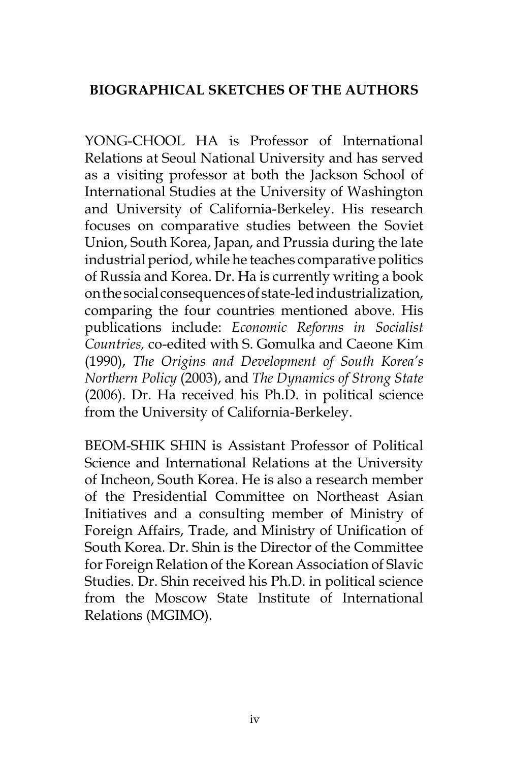## BIOGRAPHICAL SKETCHES OF THE AUTHORS

YONG-CHOOL HA is Professor of International Relations at Seoul National University and has served as a visiting professor at both the Jackson School of International Studies at the University of Washington and University of California-Berkeley. His research focuses on comparative studies between the Soviet Union, South Korea, Japan, and Prussia during the late industrial period, while he teaches comparative politics of Russia and Korea. Dr. Ha is currently writing a book on the social consequences of state-led industrialization, comparing the four countries mentioned above. His publications include: *Economic Reforms in Socialist Countries,* co-edited with S. Gomulka and Caeone Kim (1990), *The Origins and Development of South Korea's Northern Policy* (2003), and *The Dynamics of Strong State* (2006). Dr. Ha received his Ph.D. in political science from the University of California-Berkeley.

BEOM-SHIK SHIN is Assistant Professor of Political Science and International Relations at the University of Incheon, South Korea. He is also a research member of the Presidential Committee on Northeast Asian Initiatives and a consulting member of Ministry of Foreign Affairs, Trade, and Ministry of Unification of South Korea. Dr. Shin is the Director of the Committee for Foreign Relation of the Korean Association of Slavic Studies. Dr. Shin received his Ph.D. in political science from the Moscow State Institute of International Relations (MGIMO).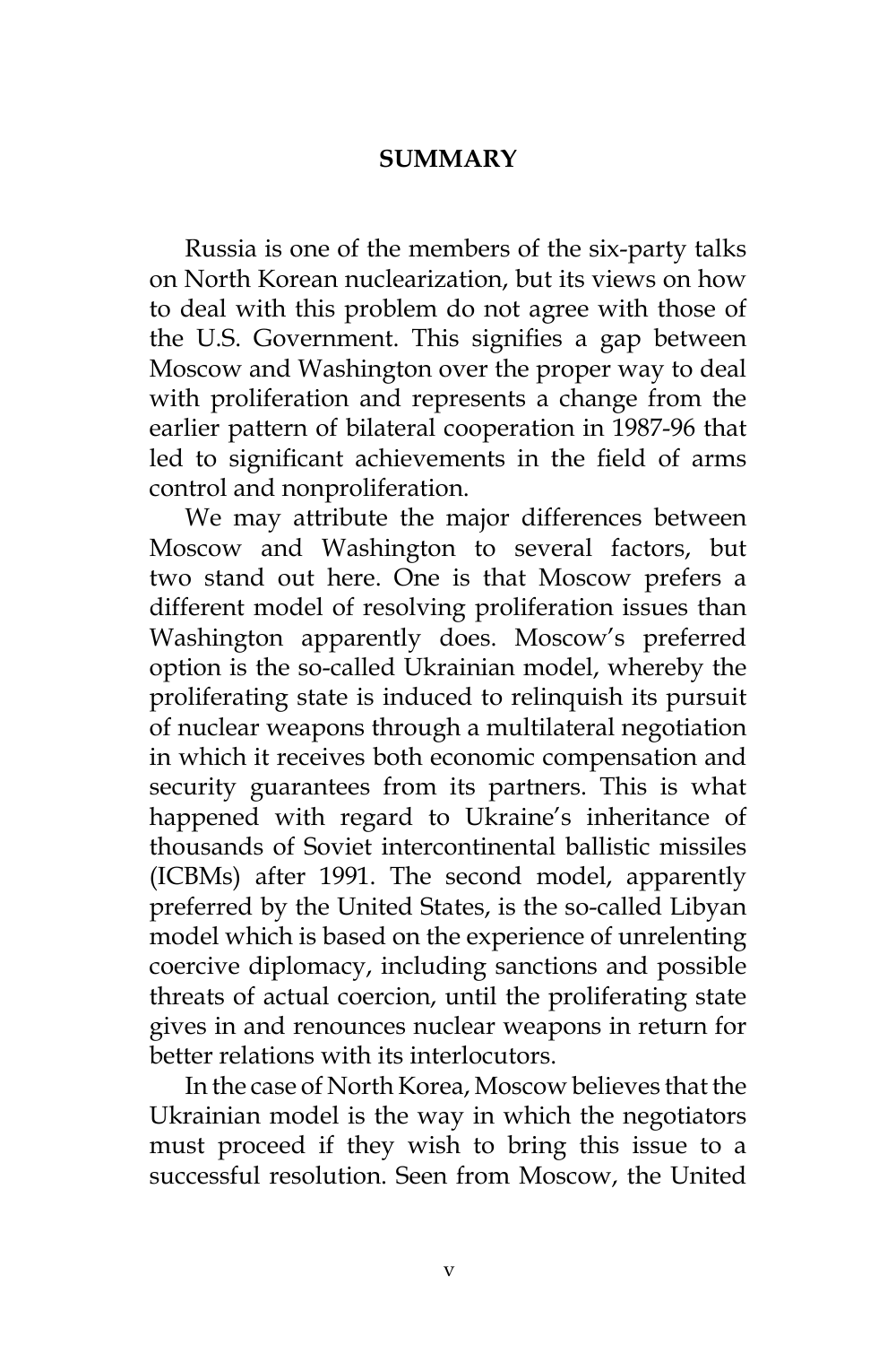## SUMMARY

Russia is one of the members of the six-party talks on North Korean nuclearization, but its views on how to deal with this problem do not agree with those of the U.S. Government. This signifies a gap between Moscow and Washington over the proper way to deal with proliferation and represents a change from the earlier pattern of bilateral cooperation in 1987-96 that led to significant achievements in the field of arms control and nonproliferation.

We may attribute the major differences between Moscow and Washington to several factors, but two stand out here. One is that Moscow prefers a different model of resolving proliferation issues than Washington apparently does. Moscow's preferred option is the so-called Ukrainian model, whereby the proliferating state is induced to relinquish its pursuit of nuclear weapons through a multilateral negotiation in which it receives both economic compensation and security guarantees from its partners. This is what happened with regard to Ukraine's inheritance of thousands of Soviet intercontinental ballistic missiles (ICBMs) after 1991. The second model, apparently preferred by the United States, is the so-called Libyan model which is based on the experience of unrelenting coercive diplomacy, including sanctions and possible threats of actual coercion, until the proliferating state gives in and renounces nuclear weapons in return for better relations with its interlocutors.

In the case of North Korea, Moscow believes that the Ukrainian model is the way in which the negotiators must proceed if they wish to bring this issue to a successful resolution. Seen from Moscow, the United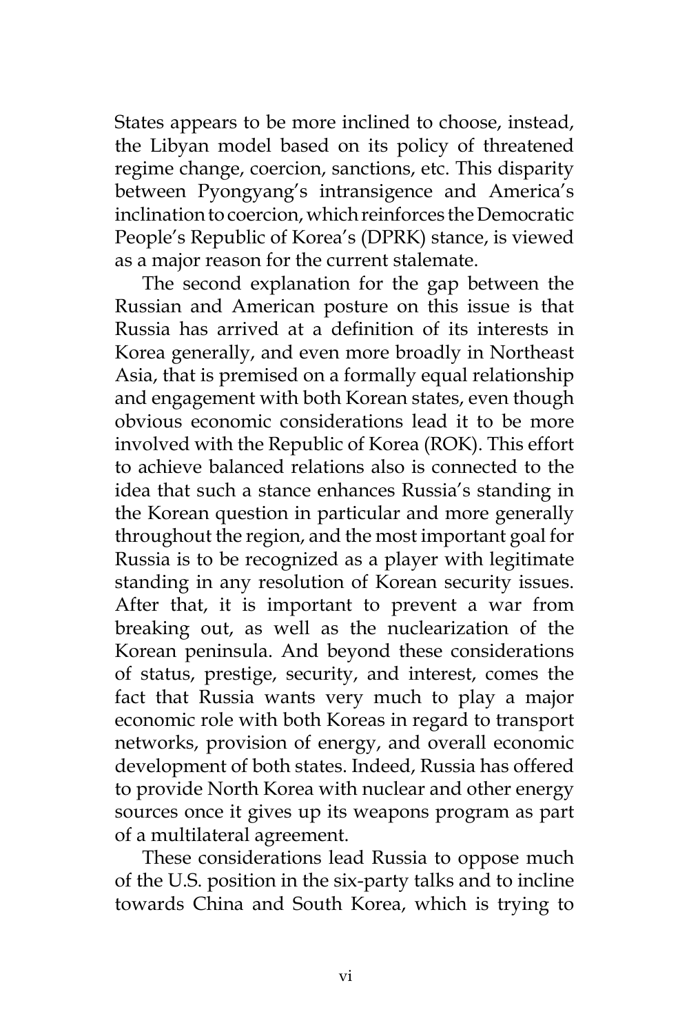States appears to be more inclined to choose, instead, the Libyan model based on its policy of threatened regime change, coercion, sanctions, etc. This disparity between Pyongyang's intransigence and America's inclination to coercion, which reinforces the Democratic People's Republic of Korea's (DPRK) stance, is viewed as a major reason for the current stalemate.

The second explanation for the gap between the Russian and American posture on this issue is that Russia has arrived at a definition of its interests in Korea generally, and even more broadly in Northeast Asia, that is premised on a formally equal relationship and engagement with both Korean states, even though obvious economic considerations lead it to be more involved with the Republic of Korea (ROK). This effort to achieve balanced relations also is connected to the idea that such a stance enhances Russia's standing in the Korean question in particular and more generally throughout the region, and the most important goal for Russia is to be recognized as a player with legitimate standing in any resolution of Korean security issues. After that, it is important to prevent a war from breaking out, as well as the nuclearization of the Korean peninsula. And beyond these considerations of status, prestige, security, and interest, comes the fact that Russia wants very much to play a major economic role with both Koreas in regard to transport networks, provision of energy, and overall economic development of both states. Indeed, Russia has offered to provide North Korea with nuclear and other energy sources once it gives up its weapons program as part of a multilateral agreement.

These considerations lead Russia to oppose much of the U.S. position in the six-party talks and to incline towards China and South Korea, which is trying to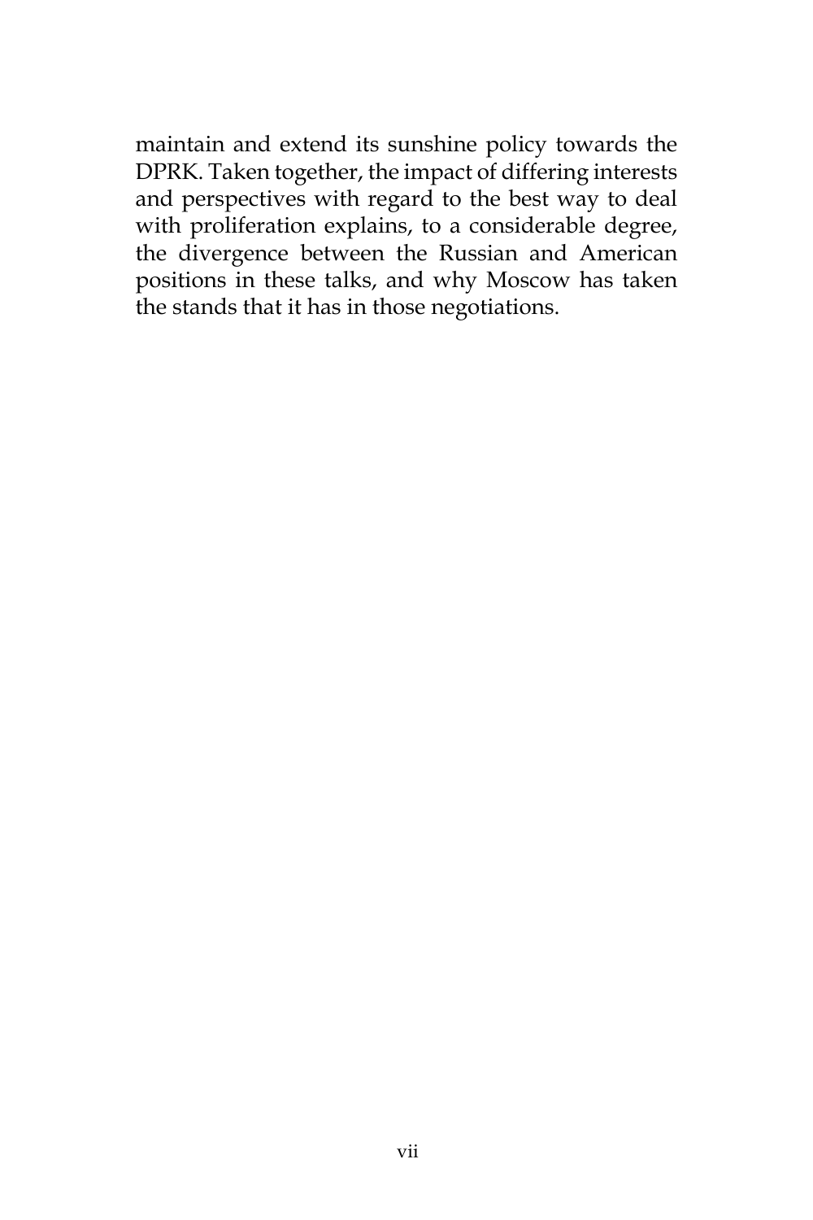maintain and extend its sunshine policy towards the DPRK. Taken together, the impact of differing interests and perspectives with regard to the best way to deal with proliferation explains, to a considerable degree, the divergence between the Russian and American positions in these talks, and why Moscow has taken the stands that it has in those negotiations.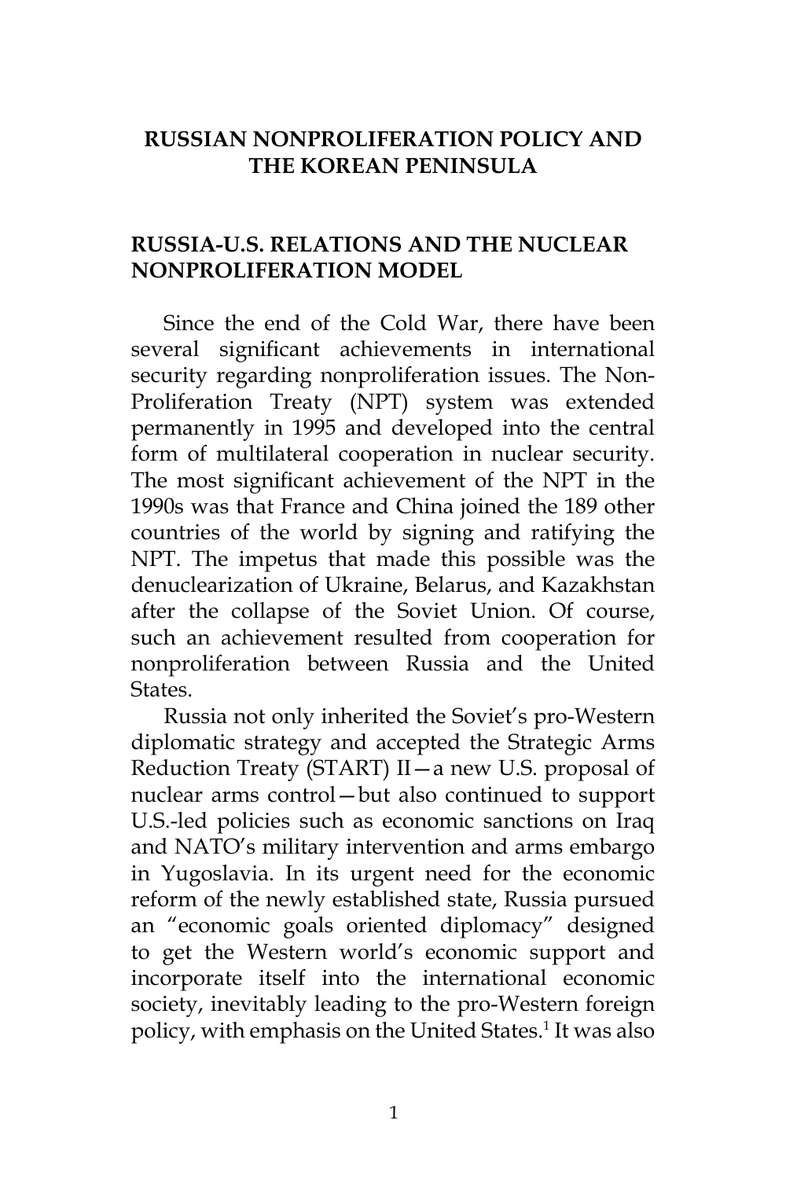# RUSSIAN NONPROLIFERATION POLICY AND THE KOREAN PENINSULA

## RUSSIA-U.S. RELATIONS AND THE NUCLEAR NONPROLIFERATION MODEL

Since the end of the Cold War, there have been several significant achievements in international security regarding nonproliferation issues. The Non-Proliferation Treaty (NPT) system was extended permanently in 1995 and developed into the central form of multilateral cooperation in nuclear security. The most significant achievement of the NPT in the 1990s was that France and China joined the 189 other countries of the world by signing and ratifying the NPT. The impetus that made this possible was the denuclearization of Ukraine, Belarus, and Kazakhstan after the collapse of the Soviet Union. Of course, such an achievement resulted from cooperation for nonproliferation between Russia and the United States.

Russia not only inherited the Soviet's pro-Western diplomatic strategy and accepted the Strategic Arms Reduction Treaty (START) II—a new U.S. proposal of nuclear arms control—but also continued to support U.S.-led policies such as economic sanctions on Iraq and NATO's military intervention and arms embargo in Yugoslavia. In its urgent need for the economic reform of the newly established state, Russia pursued an "economic goals oriented diplomacy" designed to get the Western world's economic support and incorporate itself into the international economic society, inevitably leading to the pro-Western foreign policy, with emphasis on the United States.[1] It was also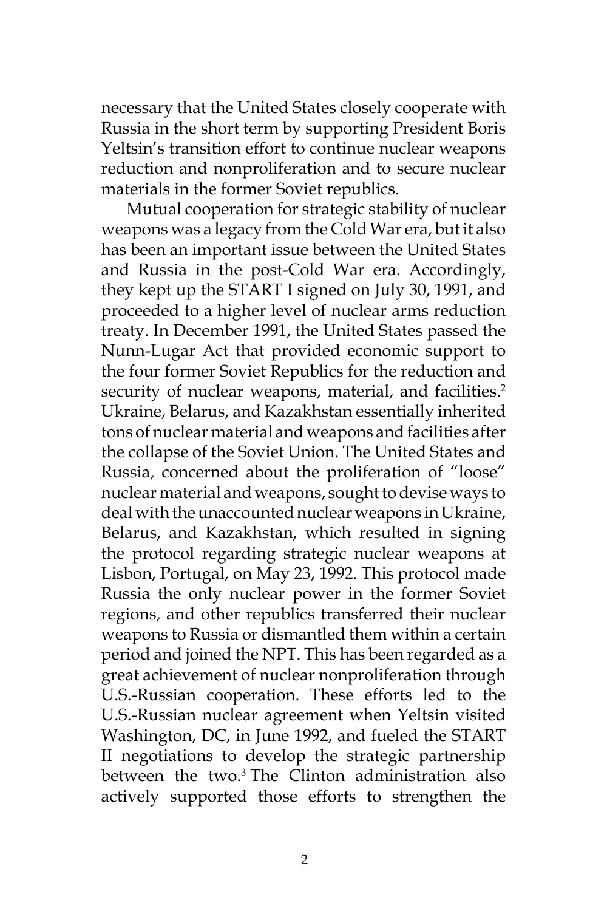necessary that the United States closely cooperate with Russia in the short term by supporting President Boris Yeltsin's transition effort to continue nuclear weapons reduction and nonproliferation and to secure nuclear materials in the former Soviet republics.

Mutual cooperation for strategic stability of nuclear weapons was a legacy from the Cold War era, but it also has been an important issue between the United States and Russia in the post-Cold War era. Accordingly, they kept up the START I signed on July 30, 1991, and proceeded to a higher level of nuclear arms reduction treaty. In December 1991, the United States passed the Nunn-Lugar Act that provided economic support to the four former Soviet Republics for the reduction and security of nuclear weapons, material, and facilities.[2] Ukraine, Belarus, and Kazakhstan essentially inherited tons of nuclear material and weapons and facilities after the collapse of the Soviet Union. The United States and Russia, concerned about the proliferation of "loose" nuclear material and weapons, sought to devise ways to deal with the unaccounted nuclear weapons in Ukraine, Belarus, and Kazakhstan, which resulted in signing the protocol regarding strategic nuclear weapons at Lisbon, Portugal, on May 23, 1992. This protocol made Russia the only nuclear power in the former Soviet regions, and other republics transferred their nuclear weapons to Russia or dismantled them within a certain period and joined the NPT. This has been regarded as a great achievement of nuclear nonproliferation through U.S.-Russian cooperation. These efforts led to the U.S.-Russian nuclear agreement when Yeltsin visited Washington, DC, in June 1992, and fueled the START II negotiations to develop the strategic partnership between the two.[3] The Clinton administration also actively supported those efforts to strengthen the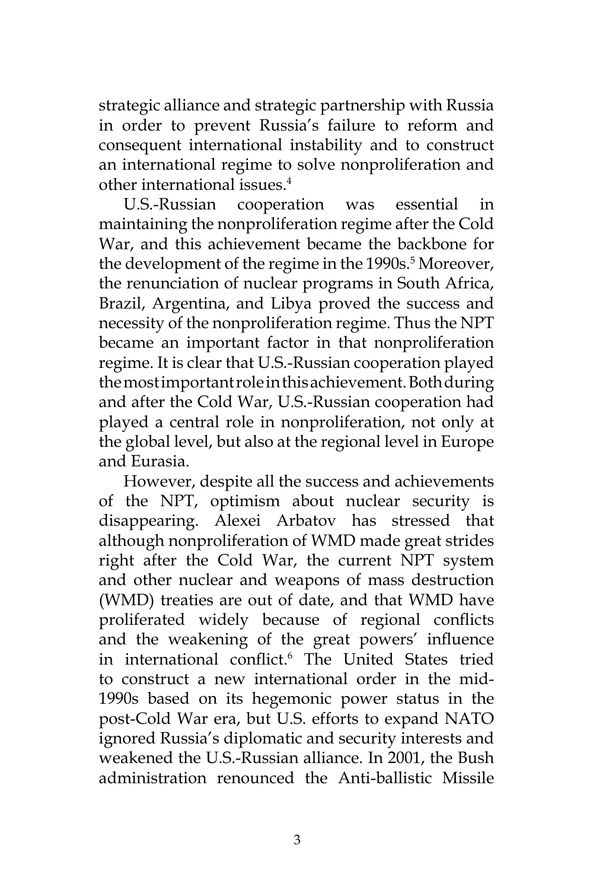strategic alliance and strategic partnership with Russia in order to prevent Russia's failure to reform and consequent international instability and to construct an international regime to solve nonproliferation and other international issues.[4]

U.S.-Russian cooperation was essential in maintaining the nonproliferation regime after the Cold War, and this achievement became the backbone for the development of the regime in the 1990s.[5] Moreover, the renunciation of nuclear programs in South Africa, Brazil, Argentina, and Libya proved the success and necessity of the nonproliferation regime. Thus the NPT became an important factor in that nonproliferation regime. It is clear that U.S.-Russian cooperation played the most important role in this achievement. Both during and after the Cold War, U.S.-Russian cooperation had played a central role in nonproliferation, not only at the global level, but also at the regional level in Europe and Eurasia.

However, despite all the success and achievements of the NPT, optimism about nuclear security is disappearing. Alexei Arbatov has stressed that although nonproliferation of WMD made great strides right after the Cold War, the current NPT system and other nuclear and weapons of mass destruction (WMD) treaties are out of date, and that WMD have proliferated widely because of regional conflicts and the weakening of the great powers' influence in international conflict.[6] The United States tried to construct a new international order in the mid-1990s based on its hegemonic power status in the post-Cold War era, but U.S. efforts to expand NATO ignored Russia's diplomatic and security interests and weakened the U.S.-Russian alliance. In 2001, the Bush administration renounced the Anti-ballistic Missile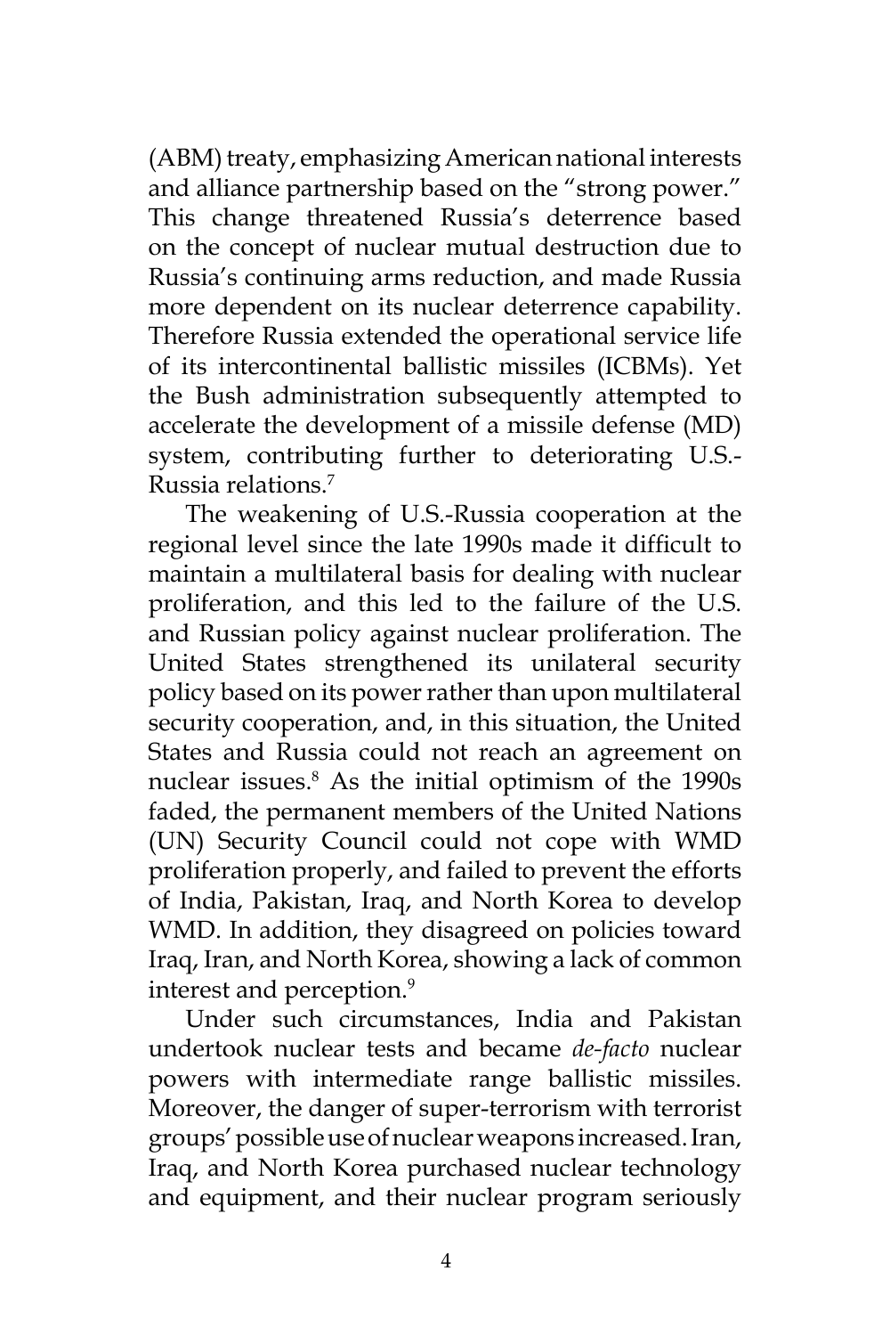(ABM) treaty, emphasizing American national interests and alliance partnership based on the "strong power." This change threatened Russia's deterrence based on the concept of nuclear mutual destruction due to Russia's continuing arms reduction, and made Russia more dependent on its nuclear deterrence capability. Therefore Russia extended the operational service life of its intercontinental ballistic missiles (ICBMs). Yet the Bush administration subsequently attempted to accelerate the development of a missile defense (MD) system, contributing further to deteriorating U.S.-Russia relations.[7]

The weakening of U.S.-Russia cooperation at the regional level since the late 1990s made it difficult to maintain a multilateral basis for dealing with nuclear proliferation, and this led to the failure of the U.S. and Russian policy against nuclear proliferation. The United States strengthened its unilateral security policy based on its power rather than upon multilateral security cooperation, and, in this situation, the United States and Russia could not reach an agreement on nuclear issues.[8] As the initial optimism of the 1990s faded, the permanent members of the United Nations (UN) Security Council could not cope with WMD proliferation properly, and failed to prevent the efforts of India, Pakistan, Iraq, and North Korea to develop WMD. In addition, they disagreed on policies toward Iraq, Iran, and North Korea, showing a lack of common interest and perception.[9]

Under such circumstances, India and Pakistan undertook nuclear tests and became *de-facto* nuclear powers with intermediate range ballistic missiles. Moreover, the danger of super-terrorism with terrorist groups' possible use of nuclear weapons increased. Iran, Iraq, and North Korea purchased nuclear technology and equipment, and their nuclear program seriously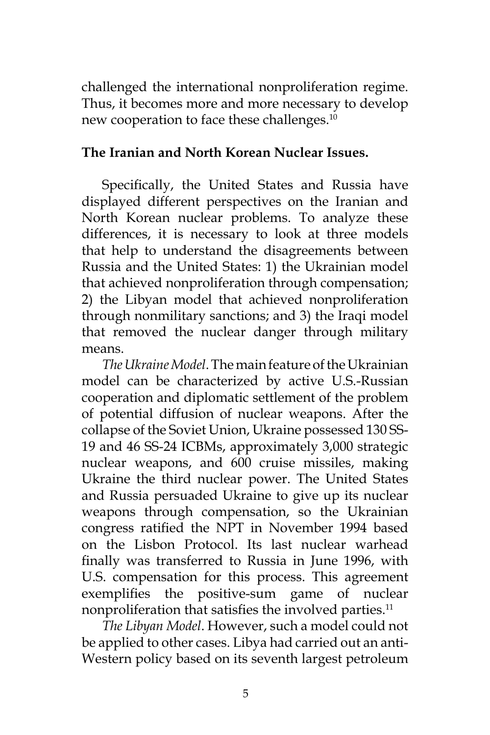challenged the international nonproliferation regime. Thus, it becomes more and more necessary to develop new cooperation to face these challenges.[10]

## The Iranian and North Korean Nuclear Issues.

Specifically, the United States and Russia have displayed different perspectives on the Iranian and North Korean nuclear problems. To analyze these differences, it is necessary to look at three models that help to understand the disagreements between Russia and the United States: 1) the Ukrainian model that achieved nonproliferation through compensation; 2) the Libyan model that achieved nonproliferation through nonmilitary sanctions; and 3) the Iraqi model that removed the nuclear danger through military means.

*The Ukraine Model*. The main feature of the Ukrainian model can be characterized by active U.S.-Russian cooperation and diplomatic settlement of the problem of potential diffusion of nuclear weapons. After the collapse of the Soviet Union, Ukraine possessed 130 SS-19 and 46 SS-24 ICBMs, approximately 3,000 strategic nuclear weapons, and 600 cruise missiles, making Ukraine the third nuclear power. The United States and Russia persuaded Ukraine to give up its nuclear weapons through compensation, so the Ukrainian congress ratified the NPT in November 1994 based on the Lisbon Protocol. Its last nuclear warhead finally was transferred to Russia in June 1996, with U.S. compensation for this process. This agreement exemplifies the positive-sum game of nuclear nonproliferation that satisfies the involved parties.[11]

*The Libyan Model*. However, such a model could not be applied to other cases. Libya had carried out an anti-Western policy based on its seventh largest petroleum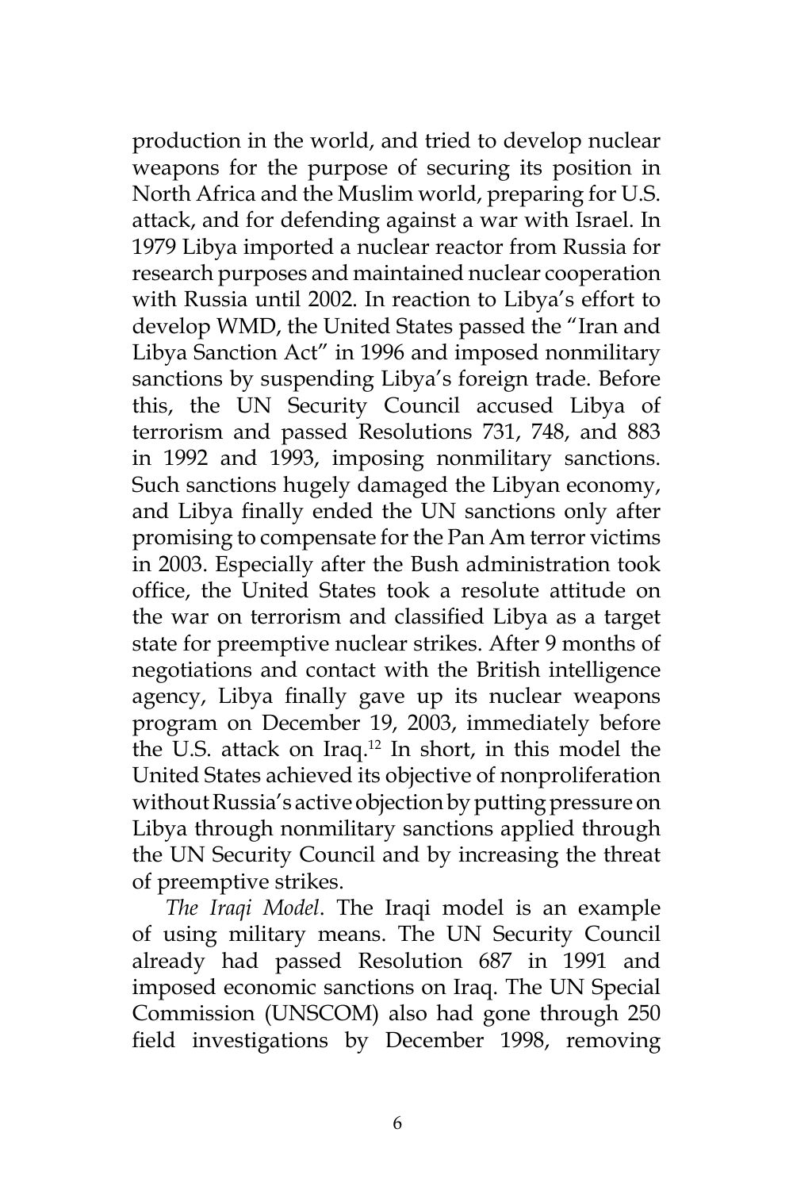production in the world, and tried to develop nuclear weapons for the purpose of securing its position in North Africa and the Muslim world, preparing for U.S. attack, and for defending against a war with Israel. In 1979 Libya imported a nuclear reactor from Russia for research purposes and maintained nuclear cooperation with Russia until 2002. In reaction to Libya's effort to develop WMD, the United States passed the "Iran and Libya Sanction Act" in 1996 and imposed nonmilitary sanctions by suspending Libya's foreign trade. Before this, the UN Security Council accused Libya of terrorism and passed Resolutions 731, 748, and 883 in 1992 and 1993, imposing nonmilitary sanctions. Such sanctions hugely damaged the Libyan economy, and Libya finally ended the UN sanctions only after promising to compensate for the Pan Am terror victims in 2003. Especially after the Bush administration took office, the United States took a resolute attitude on the war on terrorism and classified Libya as a target state for preemptive nuclear strikes. After 9 months of negotiations and contact with the British intelligence agency, Libya finally gave up its nuclear weapons program on December 19, 2003, immediately before the U.S. attack on Iraq.[12] In short, in this model the United States achieved its objective of nonproliferation without Russia's active objection by putting pressure on Libya through nonmilitary sanctions applied through the UN Security Council and by increasing the threat of preemptive strikes.

*The Iraqi Model*. The Iraqi model is an example of using military means. The UN Security Council already had passed Resolution 687 in 1991 and imposed economic sanctions on Iraq. The UN Special Commission (UNSCOM) also had gone through 250 field investigations by December 1998, removing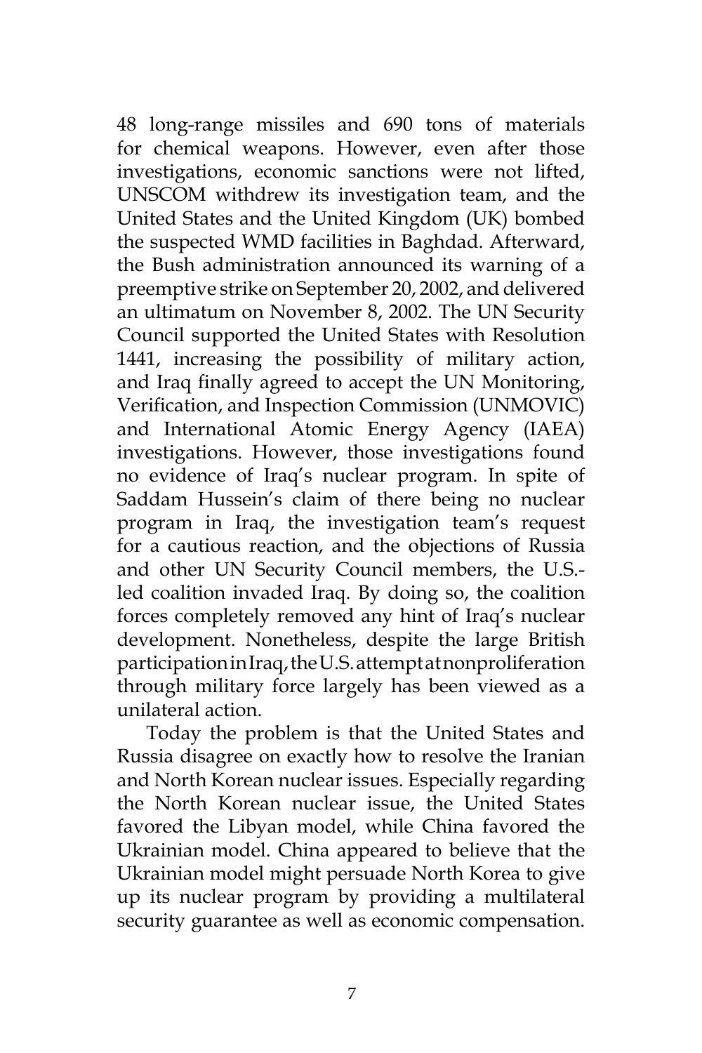48 long-range missiles and 690 tons of materials for chemical weapons. However, even after those investigations, economic sanctions were not lifted, UNSCOM withdrew its investigation team, and the United States and the United Kingdom (UK) bombed the suspected WMD facilities in Baghdad. Afterward, the Bush administration announced its warning of a preemptive strike on September 20, 2002, and delivered an ultimatum on November 8, 2002. The UN Security Council supported the United States with Resolution 1441, increasing the possibility of military action, and Iraq finally agreed to accept the UN Monitoring, Verification, and Inspection Commission (UNMOVIC) and International Atomic Energy Agency (IAEA) investigations. However, those investigations found no evidence of Iraq's nuclear program. In spite of Saddam Hussein's claim of there being no nuclear program in Iraq, the investigation team's request for a cautious reaction, and the objections of Russia and other UN Security Council members, the U.S.-led coalition invaded Iraq. By doing so, the coalition forces completely removed any hint of Iraq's nuclear development. Nonetheless, despite the large British participation in Iraq, the U.S. attempt at nonproliferation through military force largely has been viewed as a unilateral action.

Today the problem is that the United States and Russia disagree on exactly how to resolve the Iranian and North Korean nuclear issues. Especially regarding the North Korean nuclear issue, the United States favored the Libyan model, while China favored the Ukrainian model. China appeared to believe that the Ukrainian model might persuade North Korea to give up its nuclear program by providing a multilateral security guarantee as well as economic compensation.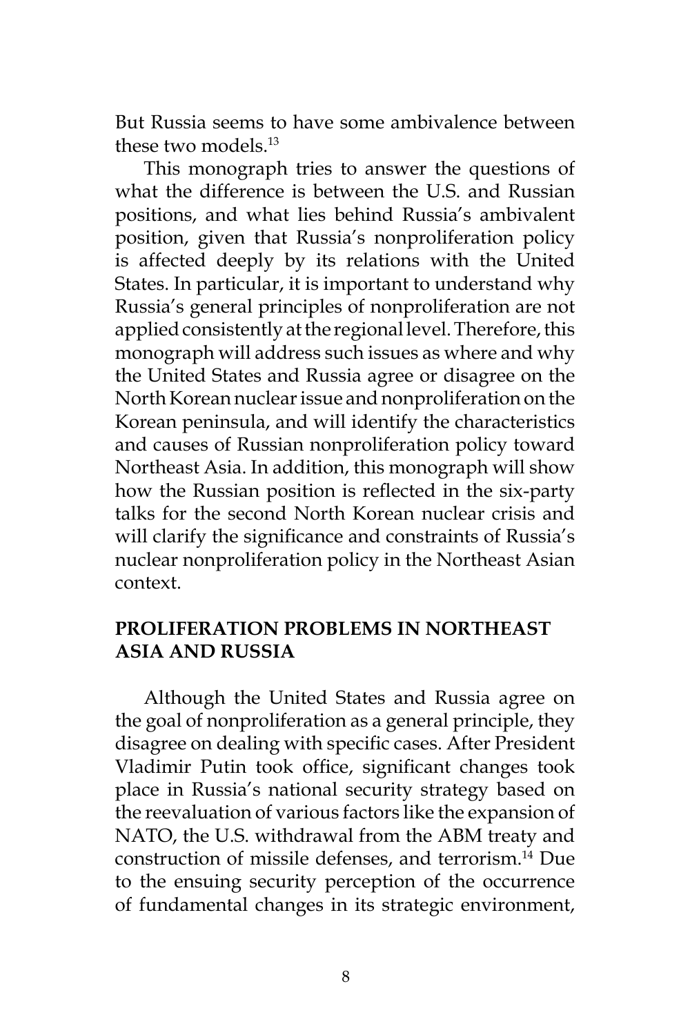But Russia seems to have some ambivalence between these two models.[13]

This monograph tries to answer the questions of what the difference is between the U.S. and Russian positions, and what lies behind Russia's ambivalent position, given that Russia's nonproliferation policy is affected deeply by its relations with the United States. In particular, it is important to understand why Russia's general principles of nonproliferation are not applied consistently at the regional level. Therefore, this monograph will address such issues as where and why the United States and Russia agree or disagree on the North Korean nuclear issue and nonproliferation on the Korean peninsula, and will identify the characteristics and causes of Russian nonproliferation policy toward Northeast Asia. In addition, this monograph will show how the Russian position is reflected in the six-party talks for the second North Korean nuclear crisis and will clarify the significance and constraints of Russia's nuclear nonproliferation policy in the Northeast Asian context.

## PROLIFERATION PROBLEMS IN NORTHEAST ASIA AND RUSSIA

Although the United States and Russia agree on the goal of nonproliferation as a general principle, they disagree on dealing with specific cases. After President Vladimir Putin took office, significant changes took place in Russia's national security strategy based on the reevaluation of various factors like the expansion of NATO, the U.S. withdrawal from the ABM treaty and construction of missile defenses, and terrorism.[14] Due to the ensuing security perception of the occurrence of fundamental changes in its strategic environment,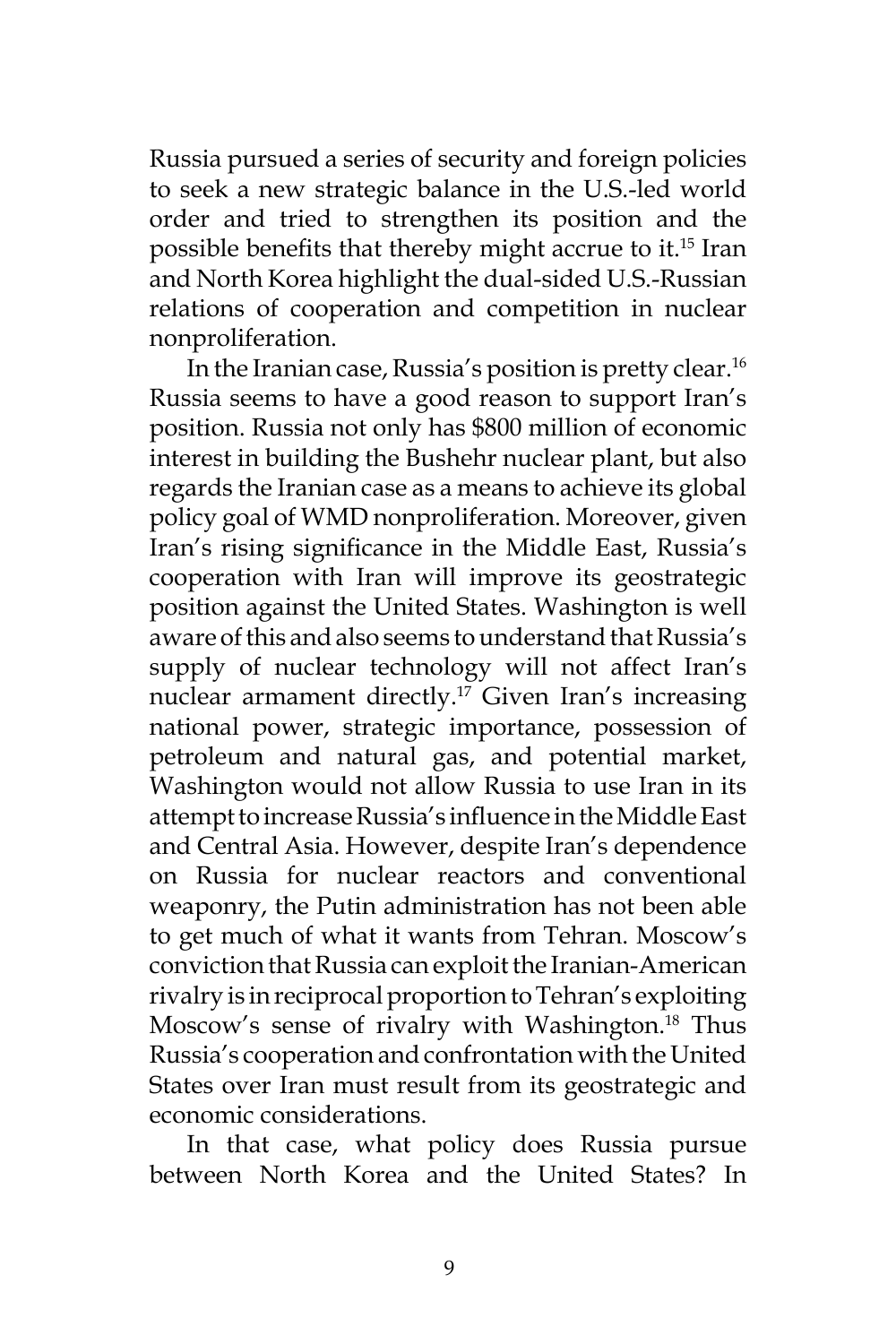Russia pursued a series of security and foreign policies to seek a new strategic balance in the U.S.-led world order and tried to strengthen its position and the possible benefits that thereby might accrue to it.[15] Iran and North Korea highlight the dual-sided U.S.-Russian relations of cooperation and competition in nuclear nonproliferation.

In the Iranian case, Russia's position is pretty clear.[16] Russia seems to have a good reason to support Iran's position. Russia not only has $800 million of economic interest in building the Bushehr nuclear plant, but also regards the Iranian case as a means to achieve its global policy goal of WMD nonproliferation. Moreover, given Iran's rising significance in the Middle East, Russia's cooperation with Iran will improve its geostrategic position against the United States. Washington is well aware of this and also seems to understand that Russia's supply of nuclear technology will not affect Iran's nuclear armament directly.[17] Given Iran's increasing national power, strategic importance, possession of petroleum and natural gas, and potential market, Washington would not allow Russia to use Iran in its attempt to increase Russia's influence in the Middle East and Central Asia. However, despite Iran's dependence on Russia for nuclear reactors and conventional weaponry, the Putin administration has not been able to get much of what it wants from Tehran. Moscow's conviction that Russia can exploit the Iranian-American rivalry is in reciprocal proportion to Tehran's exploiting Moscow's sense of rivalry with Washington.[18] Thus Russia's cooperation and confrontation with the United States over Iran must result from its geostrategic and economic considerations.

In that case, what policy does Russia pursue between North Korea and the United States? In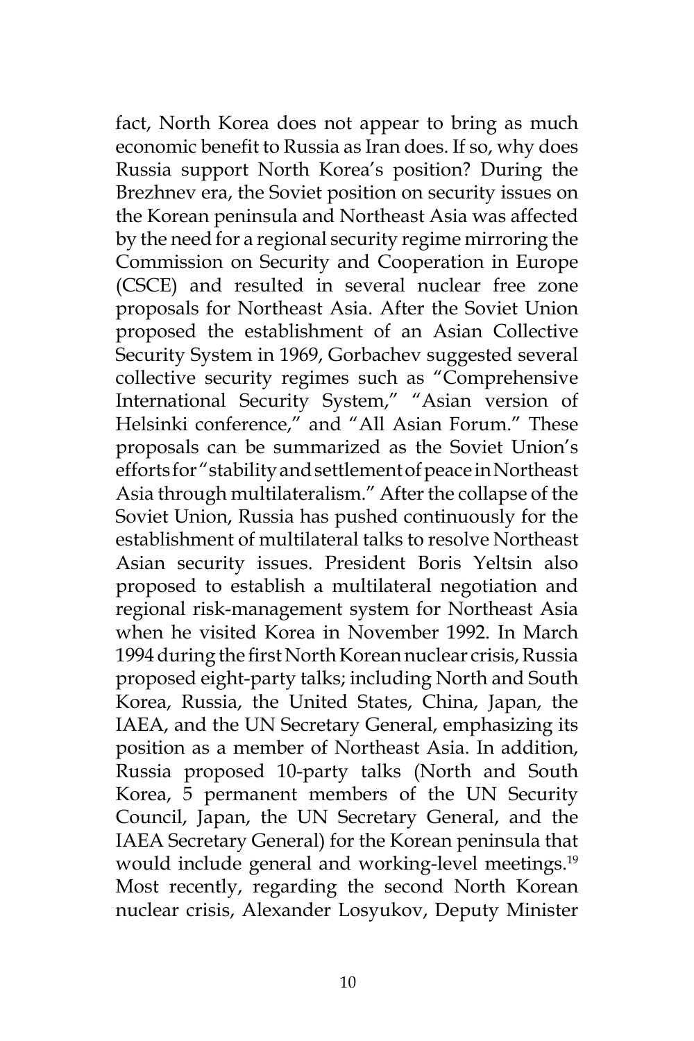fact, North Korea does not appear to bring as much economic benefit to Russia as Iran does. If so, why does Russia support North Korea's position? During the Brezhnev era, the Soviet position on security issues on the Korean peninsula and Northeast Asia was affected by the need for a regional security regime mirroring the Commission on Security and Cooperation in Europe (CSCE) and resulted in several nuclear free zone proposals for Northeast Asia. After the Soviet Union proposed the establishment of an Asian Collective Security System in 1969, Gorbachev suggested several collective security regimes such as "Comprehensive International Security System," "Asian version of Helsinki conference," and "All Asian Forum." These proposals can be summarized as the Soviet Union's efforts for "stability and settlement of peace in Northeast Asia through multilateralism." After the collapse of the Soviet Union, Russia has pushed continuously for the establishment of multilateral talks to resolve Northeast Asian security issues. President Boris Yeltsin also proposed to establish a multilateral negotiation and regional risk-management system for Northeast Asia when he visited Korea in November 1992. In March 1994 during the first North Korean nuclear crisis, Russia proposed eight-party talks; including North and South Korea, Russia, the United States, China, Japan, the IAEA, and the UN Secretary General, emphasizing its position as a member of Northeast Asia. In addition, Russia proposed 10-party talks (North and South Korea, 5 permanent members of the UN Security Council, Japan, the UN Secretary General, and the IAEA Secretary General) for the Korean peninsula that would include general and working-level meetings.[19] Most recently, regarding the second North Korean nuclear crisis, Alexander Losyukov, Deputy Minister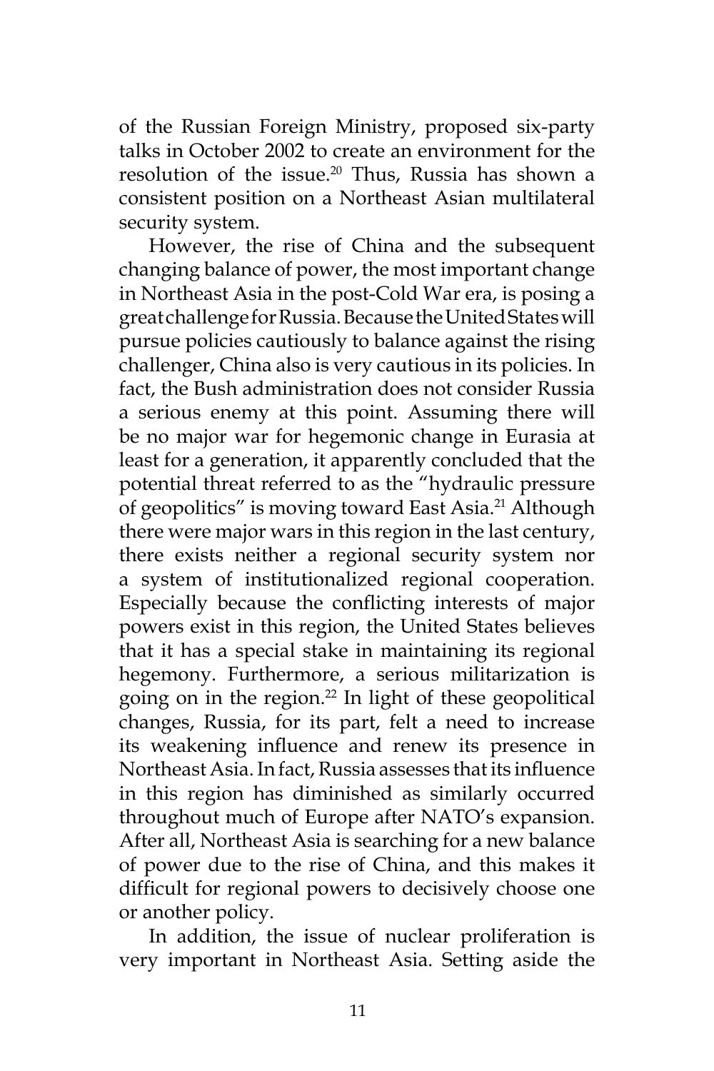of the Russian Foreign Ministry, proposed six-party talks in October 2002 to create an environment for the resolution of the issue.[20] Thus, Russia has shown a consistent position on a Northeast Asian multilateral security system.

However, the rise of China and the subsequent changing balance of power, the most important change in Northeast Asia in the post-Cold War era, is posing a great challenge for Russia. Because the United States will pursue policies cautiously to balance against the rising challenger, China also is very cautious in its policies. In fact, the Bush administration does not consider Russia a serious enemy at this point. Assuming there will be no major war for hegemonic change in Eurasia at least for a generation, it apparently concluded that the potential threat referred to as the "hydraulic pressure of geopolitics" is moving toward East Asia.[21] Although there were major wars in this region in the last century, there exists neither a regional security system nor a system of institutionalized regional cooperation. Especially because the conflicting interests of major powers exist in this region, the United States believes that it has a special stake in maintaining its regional hegemony. Furthermore, a serious militarization is going on in the region.[22] In light of these geopolitical changes, Russia, for its part, felt a need to increase its weakening influence and renew its presence in Northeast Asia. In fact, Russia assesses that its influence in this region has diminished as similarly occurred throughout much of Europe after NATO's expansion. After all, Northeast Asia is searching for a new balance of power due to the rise of China, and this makes it difficult for regional powers to decisively choose one or another policy.

In addition, the issue of nuclear proliferation is very important in Northeast Asia. Setting aside the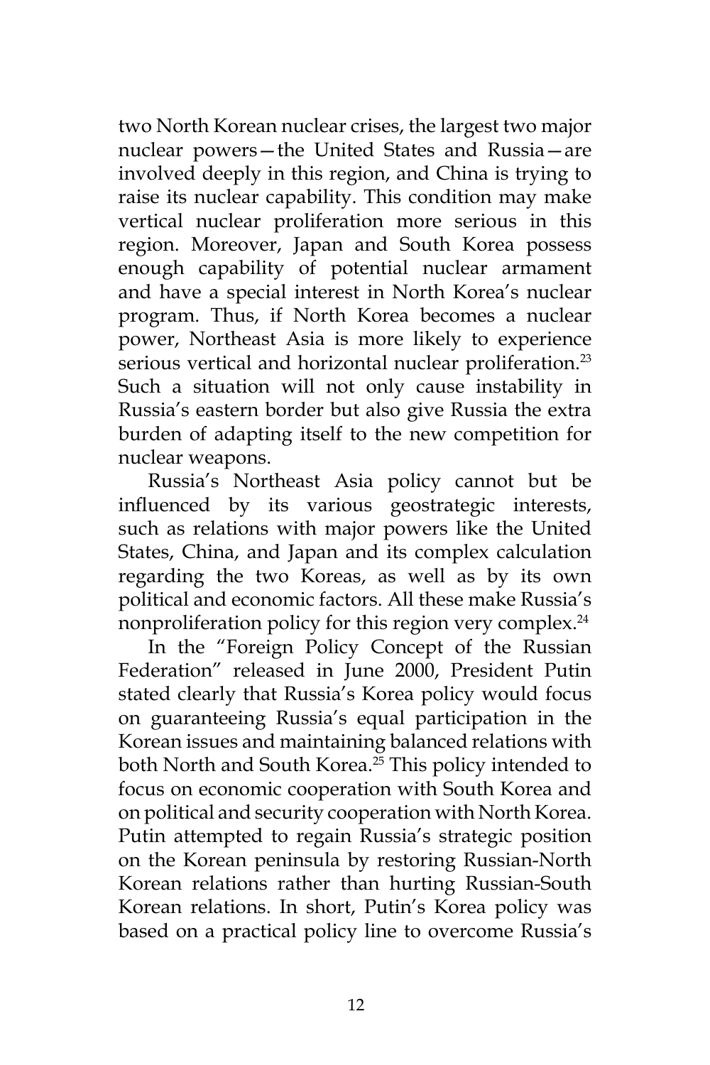two North Korean nuclear crises, the largest two major nuclear powers—the United States and Russia—are involved deeply in this region, and China is trying to raise its nuclear capability. This condition may make vertical nuclear proliferation more serious in this region. Moreover, Japan and South Korea possess enough capability of potential nuclear armament and have a special interest in North Korea's nuclear program. Thus, if North Korea becomes a nuclear power, Northeast Asia is more likely to experience serious vertical and horizontal nuclear proliferation.[23] Such a situation will not only cause instability in Russia's eastern border but also give Russia the extra burden of adapting itself to the new competition for nuclear weapons.

Russia's Northeast Asia policy cannot but be influenced by its various geostrategic interests, such as relations with major powers like the United States, China, and Japan and its complex calculation regarding the two Koreas, as well as by its own political and economic factors. All these make Russia's nonproliferation policy for this region very complex.[24]

In the "Foreign Policy Concept of the Russian Federation" released in June 2000, President Putin stated clearly that Russia's Korea policy would focus on guaranteeing Russia's equal participation in the Korean issues and maintaining balanced relations with both North and South Korea.[25] This policy intended to focus on economic cooperation with South Korea and on political and security cooperation with North Korea. Putin attempted to regain Russia's strategic position on the Korean peninsula by restoring Russian-North Korean relations rather than hurting Russian-South Korean relations. In short, Putin's Korea policy was based on a practical policy line to overcome Russia's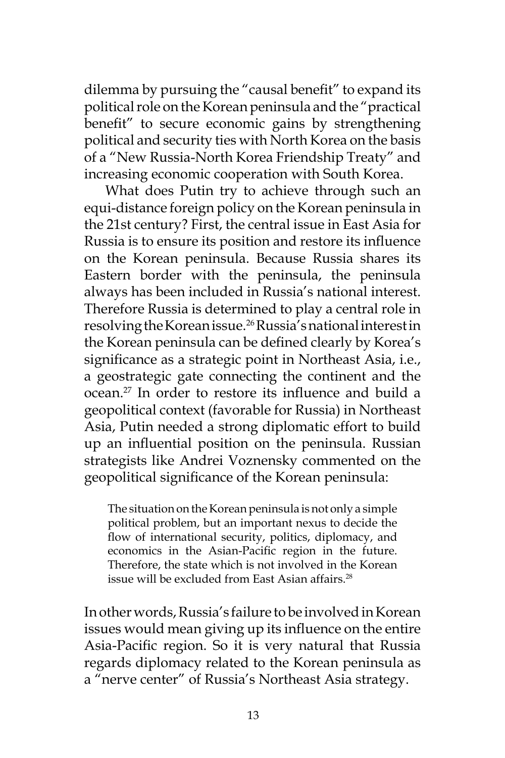dilemma by pursuing the "causal benefit" to expand its political role on the Korean peninsula and the "practical benefit" to secure economic gains by strengthening political and security ties with North Korea on the basis of a "New Russia-North Korea Friendship Treaty" and increasing economic cooperation with South Korea.

What does Putin try to achieve through such an equi-distance foreign policy on the Korean peninsula in the 21st century? First, the central issue in East Asia for Russia is to ensure its position and restore its influence on the Korean peninsula. Because Russia shares its Eastern border with the peninsula, the peninsula always has been included in Russia's national interest. Therefore Russia is determined to play a central role in resolving the Korean issue.[26] Russia's national interest in the Korean peninsula can be defined clearly by Korea's significance as a strategic point in Northeast Asia, i.e., a geostrategic gate connecting the continent and the ocean.[27] In order to restore its influence and build a geopolitical context (favorable for Russia) in Northeast Asia, Putin needed a strong diplomatic effort to build up an influential position on the peninsula. Russian strategists like Andrei Voznensky commented on the geopolitical significance of the Korean peninsula:

> The situation on the Korean peninsula is not only a simple political problem, but an important nexus to decide the flow of international security, politics, diplomacy, and economics in the Asian-Pacific region in the future. Therefore, the state which is not involved in the Korean issue will be excluded from East Asian affairs.[28]

In other words, Russia's failure to be involved in Korean issues would mean giving up its influence on the entire Asia-Pacific region. So it is very natural that Russia regards diplomacy related to the Korean peninsula as a "nerve center" of Russia's Northeast Asia strategy.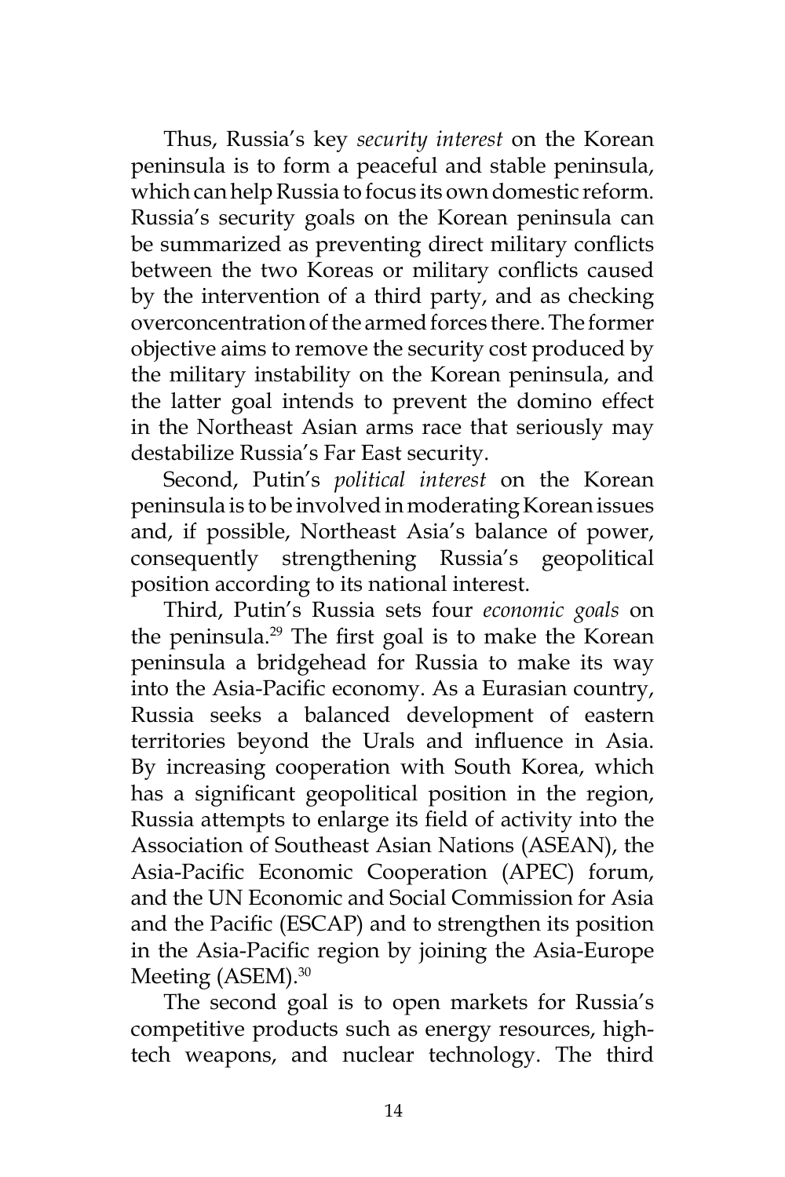Thus, Russia's key *security interest* on the Korean peninsula is to form a peaceful and stable peninsula, which can help Russia to focus its own domestic reform. Russia's security goals on the Korean peninsula can be summarized as preventing direct military conflicts between the two Koreas or military conflicts caused by the intervention of a third party, and as checking overconcentration of the armed forces there. The former objective aims to remove the security cost produced by the military instability on the Korean peninsula, and the latter goal intends to prevent the domino effect in the Northeast Asian arms race that seriously may destabilize Russia's Far East security.

Second, Putin's *political interest* on the Korean peninsula is to be involved in moderating Korean issues and, if possible, Northeast Asia's balance of power, consequently strengthening Russia's geopolitical position according to its national interest.

Third, Putin's Russia sets four *economic goals* on the peninsula.[29] The first goal is to make the Korean peninsula a bridgehead for Russia to make its way into the Asia-Pacific economy. As a Eurasian country, Russia seeks a balanced development of eastern territories beyond the Urals and influence in Asia. By increasing cooperation with South Korea, which has a significant geopolitical position in the region, Russia attempts to enlarge its field of activity into the Association of Southeast Asian Nations (ASEAN), the Asia-Pacific Economic Cooperation (APEC) forum, and the UN Economic and Social Commission for Asia and the Pacific (ESCAP) and to strengthen its position in the Asia-Pacific region by joining the Asia-Europe Meeting (ASEM).[30]

The second goal is to open markets for Russia's competitive products such as energy resources, high-tech weapons, and nuclear technology. The third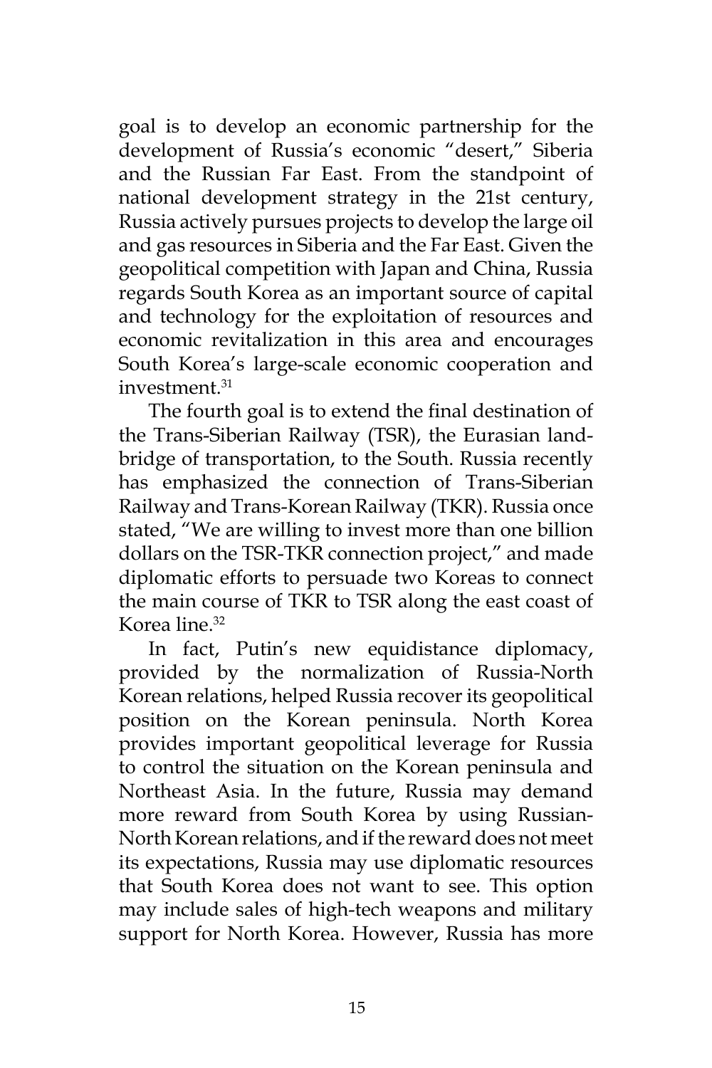goal is to develop an economic partnership for the development of Russia's economic "desert," Siberia and the Russian Far East. From the standpoint of national development strategy in the 21st century, Russia actively pursues projects to develop the large oil and gas resources in Siberia and the Far East. Given the geopolitical competition with Japan and China, Russia regards South Korea as an important source of capital and technology for the exploitation of resources and economic revitalization in this area and encourages South Korea's large-scale economic cooperation and investment.[31]

The fourth goal is to extend the final destination of the Trans-Siberian Railway (TSR), the Eurasian land-bridge of transportation, to the South. Russia recently has emphasized the connection of Trans-Siberian Railway and Trans-Korean Railway (TKR). Russia once stated, "We are willing to invest more than one billion dollars on the TSR-TKR connection project," and made diplomatic efforts to persuade two Koreas to connect the main course of TKR to TSR along the east coast of Korea line.[32]

In fact, Putin's new equidistance diplomacy, provided by the normalization of Russia-North Korean relations, helped Russia recover its geopolitical position on the Korean peninsula. North Korea provides important geopolitical leverage for Russia to control the situation on the Korean peninsula and Northeast Asia. In the future, Russia may demand more reward from South Korea by using Russian-North Korean relations, and if the reward does not meet its expectations, Russia may use diplomatic resources that South Korea does not want to see. This option may include sales of high-tech weapons and military support for North Korea. However, Russia has more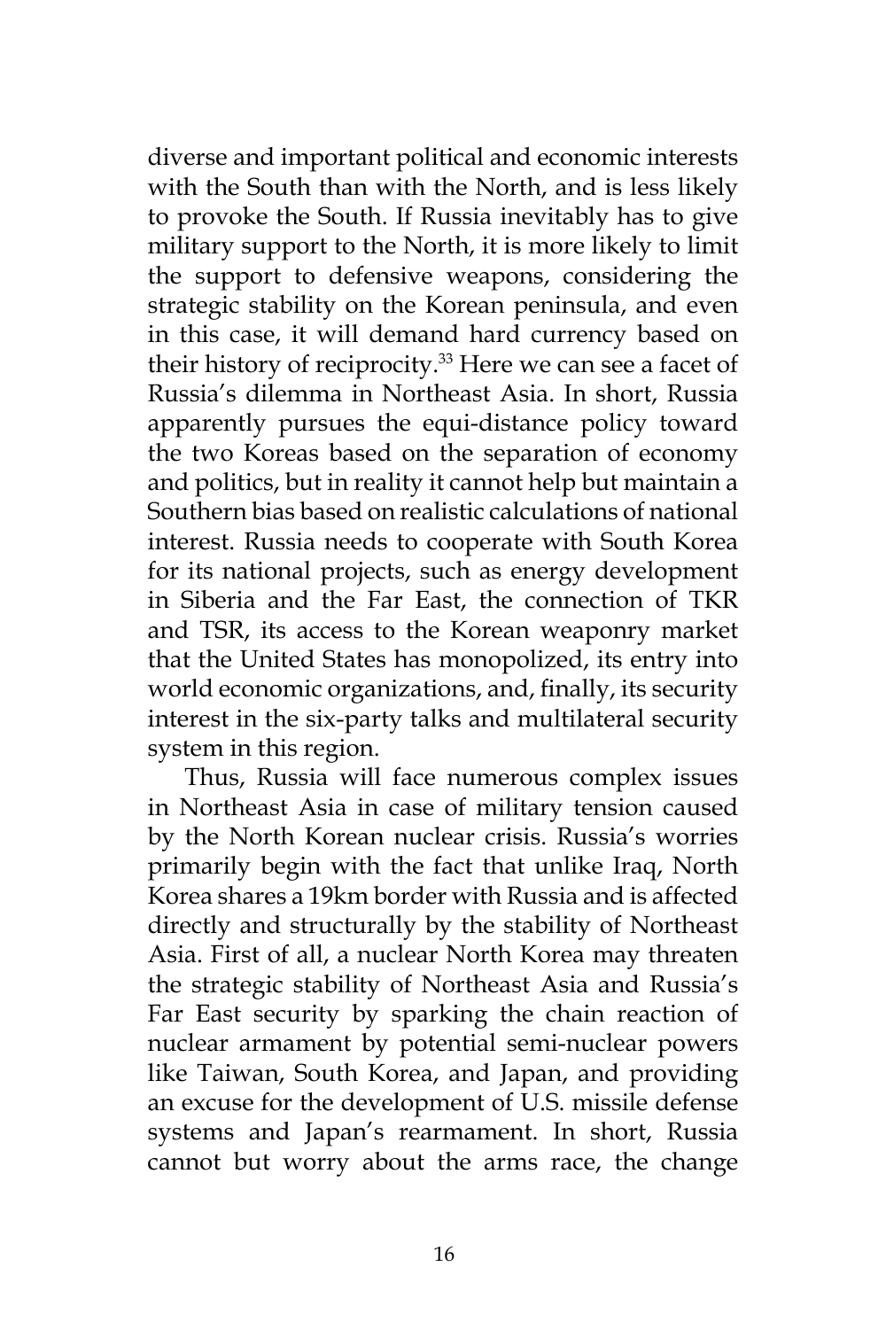diverse and important political and economic interests with the South than with the North, and is less likely to provoke the South. If Russia inevitably has to give military support to the North, it is more likely to limit the support to defensive weapons, considering the strategic stability on the Korean peninsula, and even in this case, it will demand hard currency based on their history of reciprocity.[33] Here we can see a facet of Russia's dilemma in Northeast Asia. In short, Russia apparently pursues the equi-distance policy toward the two Koreas based on the separation of economy and politics, but in reality it cannot help but maintain a Southern bias based on realistic calculations of national interest. Russia needs to cooperate with South Korea for its national projects, such as energy development in Siberia and the Far East, the connection of TKR and TSR, its access to the Korean weaponry market that the United States has monopolized, its entry into world economic organizations, and, finally, its security interest in the six-party talks and multilateral security system in this region.

Thus, Russia will face numerous complex issues in Northeast Asia in case of military tension caused by the North Korean nuclear crisis. Russia's worries primarily begin with the fact that unlike Iraq, North Korea shares a 19km border with Russia and is affected directly and structurally by the stability of Northeast Asia. First of all, a nuclear North Korea may threaten the strategic stability of Northeast Asia and Russia's Far East security by sparking the chain reaction of nuclear armament by potential semi-nuclear powers like Taiwan, South Korea, and Japan, and providing an excuse for the development of U.S. missile defense systems and Japan's rearmament. In short, Russia cannot but worry about the arms race, the change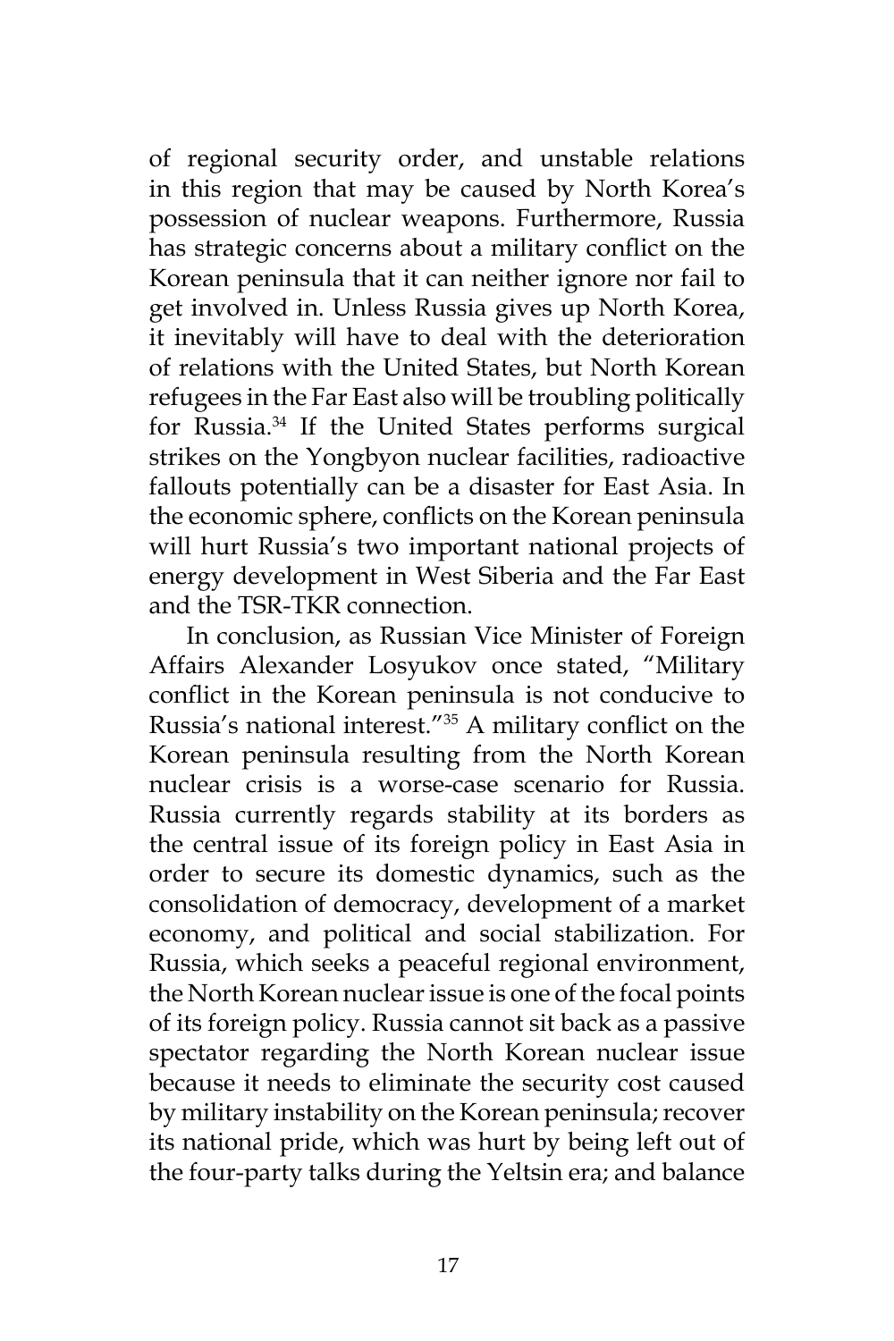of regional security order, and unstable relations in this region that may be caused by North Korea's possession of nuclear weapons. Furthermore, Russia has strategic concerns about a military conflict on the Korean peninsula that it can neither ignore nor fail to get involved in. Unless Russia gives up North Korea, it inevitably will have to deal with the deterioration of relations with the United States, but North Korean refugees in the Far East also will be troubling politically for Russia.[34] If the United States performs surgical strikes on the Yongbyon nuclear facilities, radioactive fallouts potentially can be a disaster for East Asia. In the economic sphere, conflicts on the Korean peninsula will hurt Russia's two important national projects of energy development in West Siberia and the Far East and the TSR-TKR connection.

In conclusion, as Russian Vice Minister of Foreign Affairs Alexander Losyukov once stated, "Military conflict in the Korean peninsula is not conducive to Russia's national interest."[35] A military conflict on the Korean peninsula resulting from the North Korean nuclear crisis is a worse-case scenario for Russia. Russia currently regards stability at its borders as the central issue of its foreign policy in East Asia in order to secure its domestic dynamics, such as the consolidation of democracy, development of a market economy, and political and social stabilization. For Russia, which seeks a peaceful regional environment, the North Korean nuclear issue is one of the focal points of its foreign policy. Russia cannot sit back as a passive spectator regarding the North Korean nuclear issue because it needs to eliminate the security cost caused by military instability on the Korean peninsula; recover its national pride, which was hurt by being left out of the four-party talks during the Yeltsin era; and balance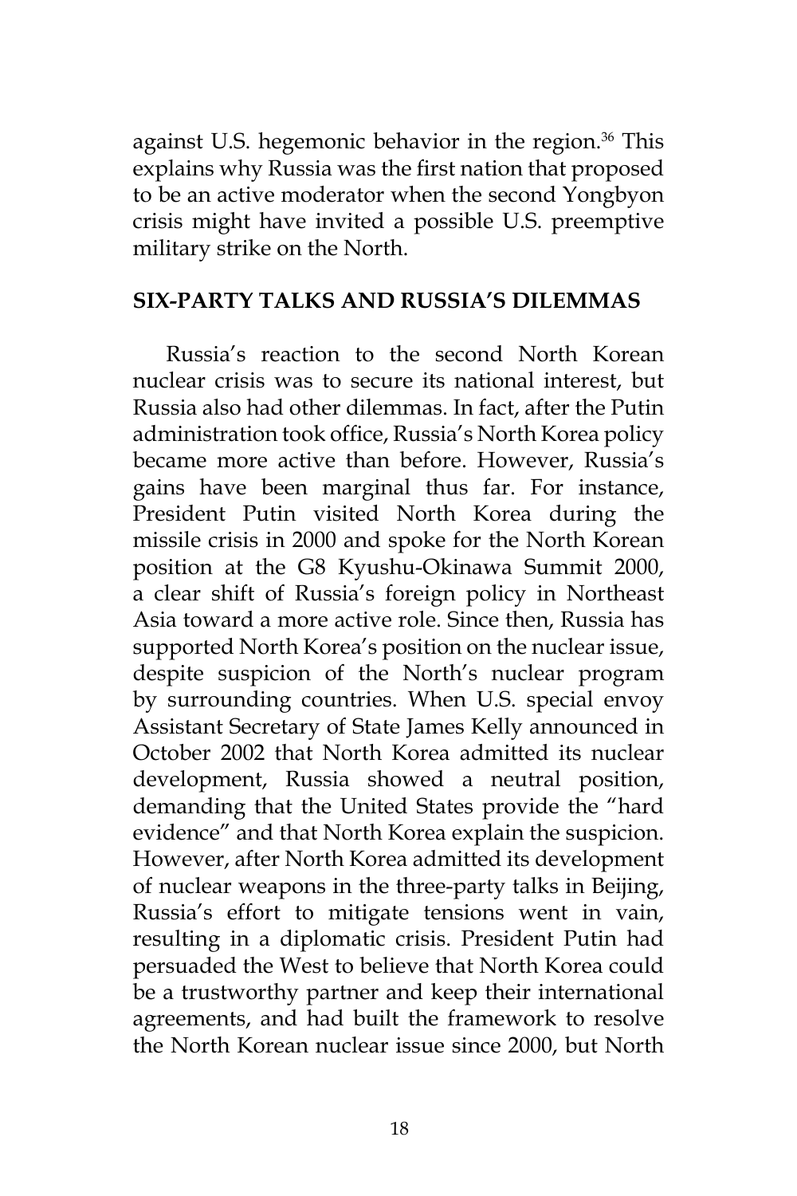against U.S. hegemonic behavior in the region.[36] This explains why Russia was the first nation that proposed to be an active moderator when the second Yongbyon crisis might have invited a possible U.S. preemptive military strike on the North.

## SIX-PARTY TALKS AND RUSSIA'S DILEMMAS

Russia's reaction to the second North Korean nuclear crisis was to secure its national interest, but Russia also had other dilemmas. In fact, after the Putin administration took office, Russia's North Korea policy became more active than before. However, Russia's gains have been marginal thus far. For instance, President Putin visited North Korea during the missile crisis in 2000 and spoke for the North Korean position at the G8 Kyushu-Okinawa Summit 2000, a clear shift of Russia's foreign policy in Northeast Asia toward a more active role. Since then, Russia has supported North Korea's position on the nuclear issue, despite suspicion of the North's nuclear program by surrounding countries. When U.S. special envoy Assistant Secretary of State James Kelly announced in October 2002 that North Korea admitted its nuclear development, Russia showed a neutral position, demanding that the United States provide the "hard evidence" and that North Korea explain the suspicion. However, after North Korea admitted its development of nuclear weapons in the three-party talks in Beijing, Russia's effort to mitigate tensions went in vain, resulting in a diplomatic crisis. President Putin had persuaded the West to believe that North Korea could be a trustworthy partner and keep their international agreements, and had built the framework to resolve the North Korean nuclear issue since 2000, but North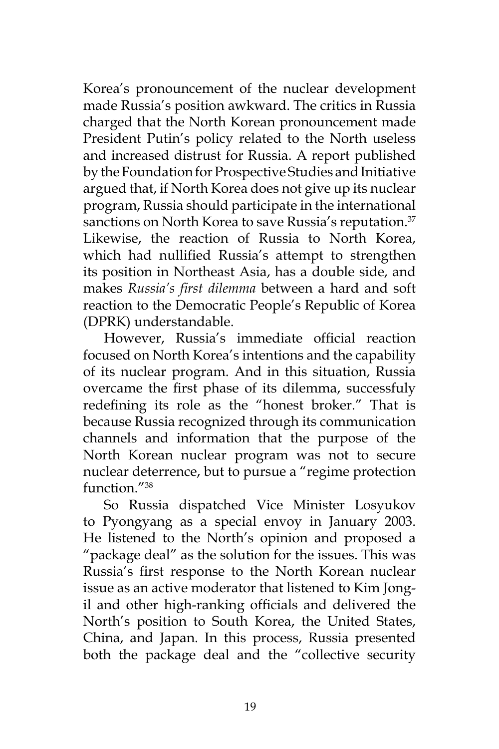Korea's pronouncement of the nuclear development made Russia's position awkward. The critics in Russia charged that the North Korean pronouncement made President Putin's policy related to the North useless and increased distrust for Russia. A report published by the Foundation for Prospective Studies and Initiative argued that, if North Korea does not give up its nuclear program, Russia should participate in the international sanctions on North Korea to save Russia's reputation.[37] Likewise, the reaction of Russia to North Korea, which had nullified Russia's attempt to strengthen its position in Northeast Asia, has a double side, and makes *Russia's first dilemma* between a hard and soft reaction to the Democratic People's Republic of Korea (DPRK) understandable.

However, Russia's immediate official reaction focused on North Korea's intentions and the capability of its nuclear program. And in this situation, Russia overcame the first phase of its dilemma, successfuly redefining its role as the "honest broker." That is because Russia recognized through its communication channels and information that the purpose of the North Korean nuclear program was not to secure nuclear deterrence, but to pursue a "regime protection function."[38]

So Russia dispatched Vice Minister Losyukov to Pyongyang as a special envoy in January 2003. He listened to the North's opinion and proposed a "package deal" as the solution for the issues. This was Russia's first response to the North Korean nuclear issue as an active moderator that listened to Kim Jong-il and other high-ranking officials and delivered the North's position to South Korea, the United States, China, and Japan. In this process, Russia presented both the package deal and the "collective security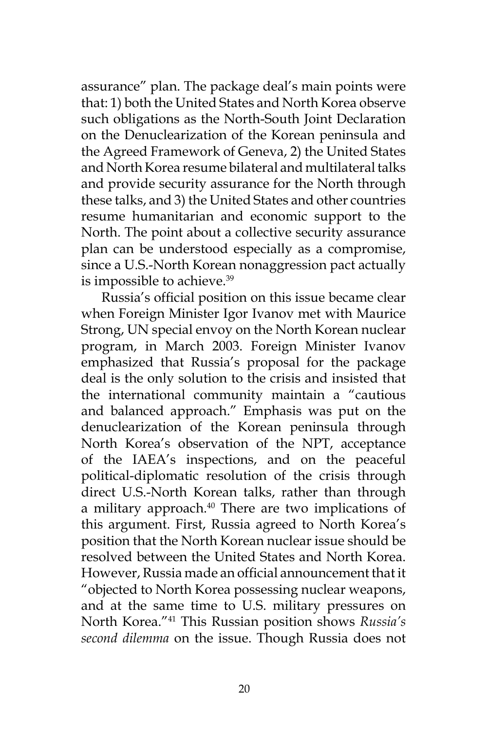assurance" plan. The package deal's main points were that: 1) both the United States and North Korea observe such obligations as the North-South Joint Declaration on the Denuclearization of the Korean peninsula and the Agreed Framework of Geneva, 2) the United States and North Korea resume bilateral and multilateral talks and provide security assurance for the North through these talks, and 3) the United States and other countries resume humanitarian and economic support to the North. The point about a collective security assurance plan can be understood especially as a compromise, since a U.S.-North Korean nonaggression pact actually is impossible to achieve.[39]

Russia's official position on this issue became clear when Foreign Minister Igor Ivanov met with Maurice Strong, UN special envoy on the North Korean nuclear program, in March 2003. Foreign Minister Ivanov emphasized that Russia's proposal for the package deal is the only solution to the crisis and insisted that the international community maintain a "cautious and balanced approach." Emphasis was put on the denuclearization of the Korean peninsula through North Korea's observation of the NPT, acceptance of the IAEA's inspections, and on the peaceful political-diplomatic resolution of the crisis through direct U.S.-North Korean talks, rather than through a military approach.[40] There are two implications of this argument. First, Russia agreed to North Korea's position that the North Korean nuclear issue should be resolved between the United States and North Korea. However, Russia made an official announcement that it "objected to North Korea possessing nuclear weapons, and at the same time to U.S. military pressures on North Korea."[41] This Russian position shows *Russia's second dilemma* on the issue. Though Russia does not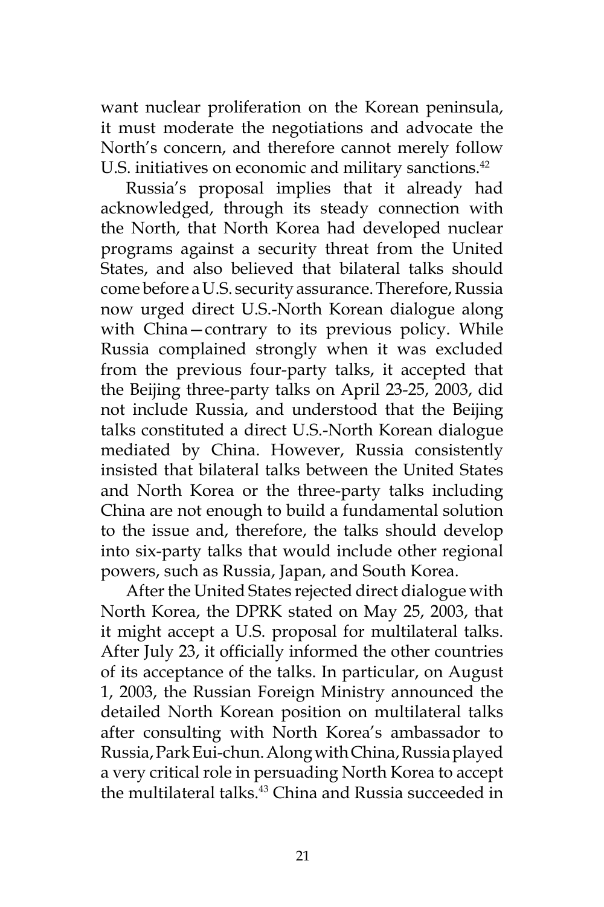want nuclear proliferation on the Korean peninsula, it must moderate the negotiations and advocate the North's concern, and therefore cannot merely follow U.S. initiatives on economic and military sanctions.[42]

Russia's proposal implies that it already had acknowledged, through its steady connection with the North, that North Korea had developed nuclear programs against a security threat from the United States, and also believed that bilateral talks should come before a U.S. security assurance. Therefore, Russia now urged direct U.S.-North Korean dialogue along with China—contrary to its previous policy. While Russia complained strongly when it was excluded from the previous four-party talks, it accepted that the Beijing three-party talks on April 23-25, 2003, did not include Russia, and understood that the Beijing talks constituted a direct U.S.-North Korean dialogue mediated by China. However, Russia consistently insisted that bilateral talks between the United States and North Korea or the three-party talks including China are not enough to build a fundamental solution to the issue and, therefore, the talks should develop into six-party talks that would include other regional powers, such as Russia, Japan, and South Korea.

After the United States rejected direct dialogue with North Korea, the DPRK stated on May 25, 2003, that it might accept a U.S. proposal for multilateral talks. After July 23, it officially informed the other countries of its acceptance of the talks. In particular, on August 1, 2003, the Russian Foreign Ministry announced the detailed North Korean position on multilateral talks after consulting with North Korea's ambassador to Russia, Park Eui-chun. Along with China, Russia played a very critical role in persuading North Korea to accept the multilateral talks.[43] China and Russia succeeded in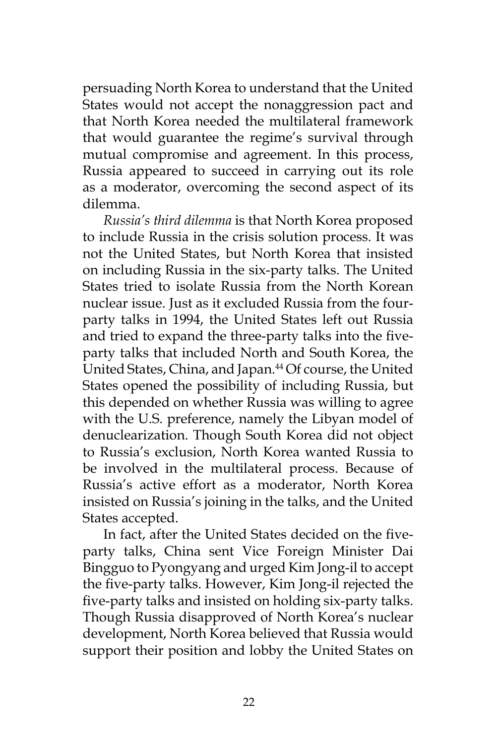persuading North Korea to understand that the United States would not accept the nonaggression pact and that North Korea needed the multilateral framework that would guarantee the regime's survival through mutual compromise and agreement. In this process, Russia appeared to succeed in carrying out its role as a moderator, overcoming the second aspect of its dilemma.

*Russia's third dilemma* is that North Korea proposed to include Russia in the crisis solution process. It was not the United States, but North Korea that insisted on including Russia in the six-party talks. The United States tried to isolate Russia from the North Korean nuclear issue. Just as it excluded Russia from the four-party talks in 1994, the United States left out Russia and tried to expand the three-party talks into the five-party talks that included North and South Korea, the United States, China, and Japan.[44] Of course, the United States opened the possibility of including Russia, but this depended on whether Russia was willing to agree with the U.S. preference, namely the Libyan model of denuclearization. Though South Korea did not object to Russia's exclusion, North Korea wanted Russia to be involved in the multilateral process. Because of Russia's active effort as a moderator, North Korea insisted on Russia's joining in the talks, and the United States accepted.

In fact, after the United States decided on the five-party talks, China sent Vice Foreign Minister Dai Bingguo to Pyongyang and urged Kim Jong-il to accept the five-party talks. However, Kim Jong-il rejected the five-party talks and insisted on holding six-party talks. Though Russia disapproved of North Korea's nuclear development, North Korea believed that Russia would support their position and lobby the United States on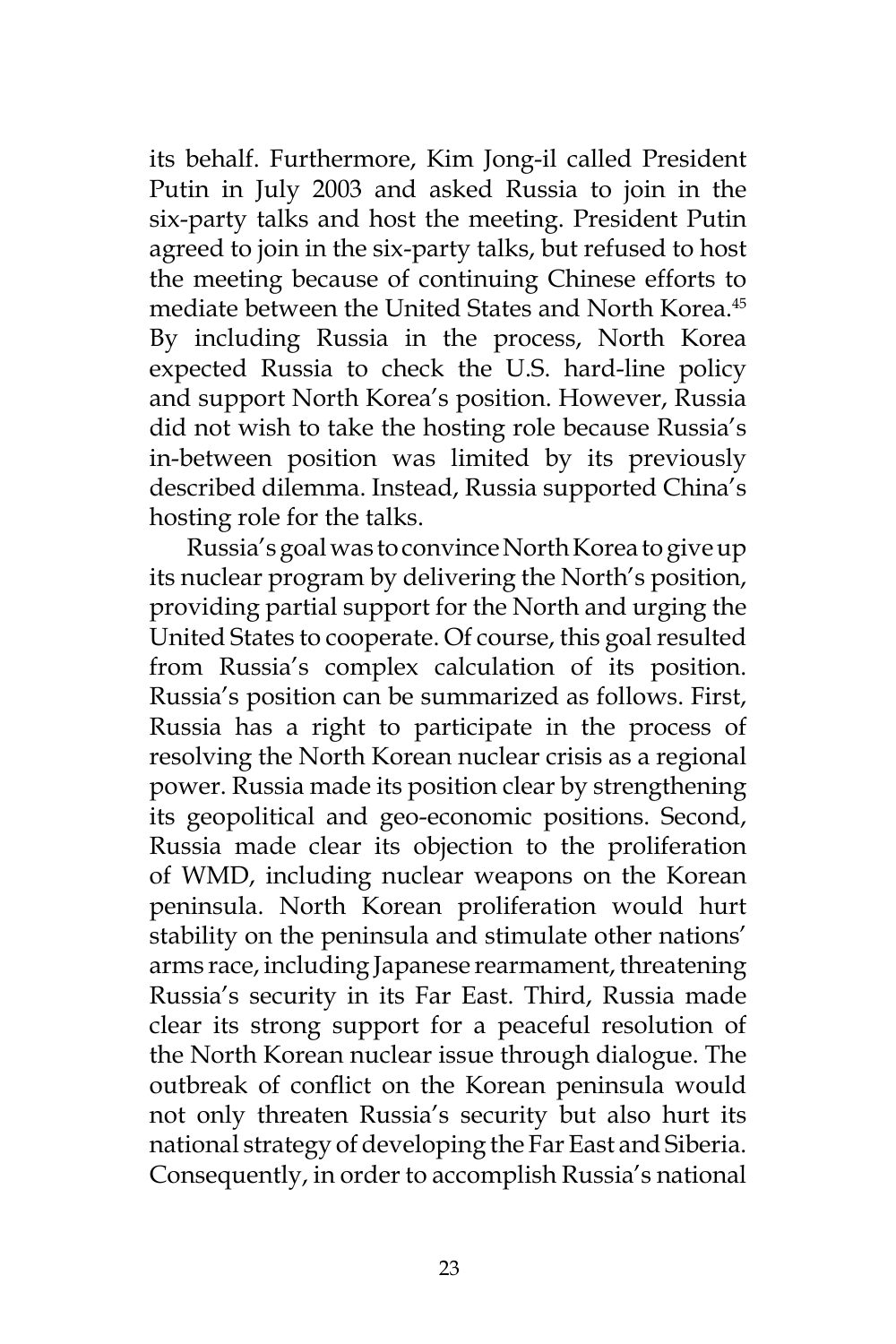its behalf. Furthermore, Kim Jong-il called President Putin in July 2003 and asked Russia to join in the six-party talks and host the meeting. President Putin agreed to join in the six-party talks, but refused to host the meeting because of continuing Chinese efforts to mediate between the United States and North Korea.[45] By including Russia in the process, North Korea expected Russia to check the U.S. hard-line policy and support North Korea's position. However, Russia did not wish to take the hosting role because Russia's in-between position was limited by its previously described dilemma. Instead, Russia supported China's hosting role for the talks.

Russia's goal was to convince North Korea to give up its nuclear program by delivering the North's position, providing partial support for the North and urging the United States to cooperate. Of course, this goal resulted from Russia's complex calculation of its position. Russia's position can be summarized as follows. First, Russia has a right to participate in the process of resolving the North Korean nuclear crisis as a regional power. Russia made its position clear by strengthening its geopolitical and geo-economic positions. Second, Russia made clear its objection to the proliferation of WMD, including nuclear weapons on the Korean peninsula. North Korean proliferation would hurt stability on the peninsula and stimulate other nations' arms race, including Japanese rearmament, threatening Russia's security in its Far East. Third, Russia made clear its strong support for a peaceful resolution of the North Korean nuclear issue through dialogue. The outbreak of conflict on the Korean peninsula would not only threaten Russia's security but also hurt its national strategy of developing the Far East and Siberia. Consequently, in order to accomplish Russia's national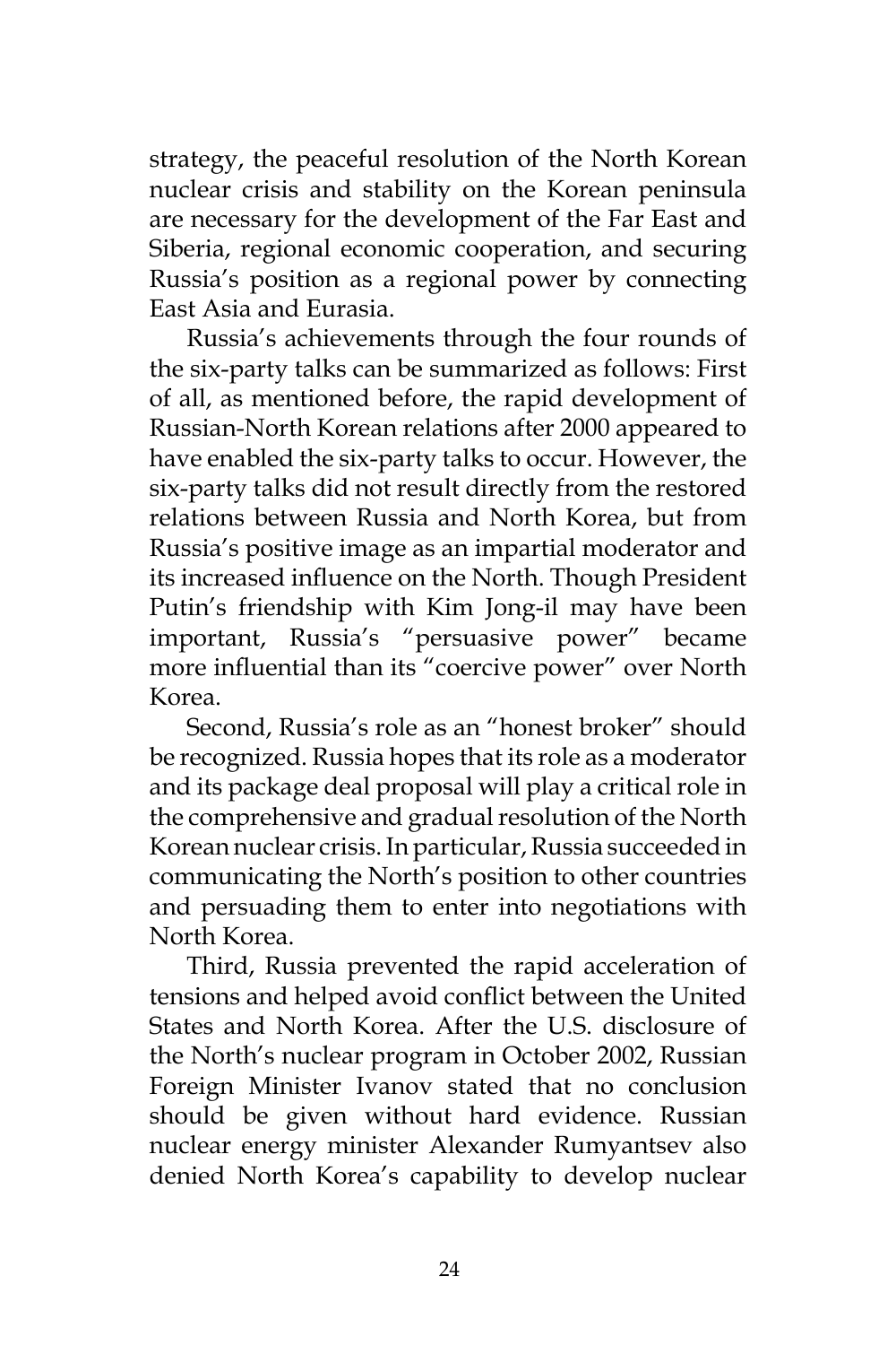strategy, the peaceful resolution of the North Korean nuclear crisis and stability on the Korean peninsula are necessary for the development of the Far East and Siberia, regional economic cooperation, and securing Russia's position as a regional power by connecting East Asia and Eurasia.

Russia's achievements through the four rounds of the six-party talks can be summarized as follows: First of all, as mentioned before, the rapid development of Russian-North Korean relations after 2000 appeared to have enabled the six-party talks to occur. However, the six-party talks did not result directly from the restored relations between Russia and North Korea, but from Russia's positive image as an impartial moderator and its increased influence on the North. Though President Putin's friendship with Kim Jong-il may have been important, Russia's "persuasive power" became more influential than its "coercive power" over North Korea.

Second, Russia's role as an "honest broker" should be recognized. Russia hopes that its role as a moderator and its package deal proposal will play a critical role in the comprehensive and gradual resolution of the North Korean nuclear crisis. In particular, Russia succeeded in communicating the North's position to other countries and persuading them to enter into negotiations with North Korea.

Third, Russia prevented the rapid acceleration of tensions and helped avoid conflict between the United States and North Korea. After the U.S. disclosure of the North's nuclear program in October 2002, Russian Foreign Minister Ivanov stated that no conclusion should be given without hard evidence. Russian nuclear energy minister Alexander Rumyantsev also denied North Korea's capability to develop nuclear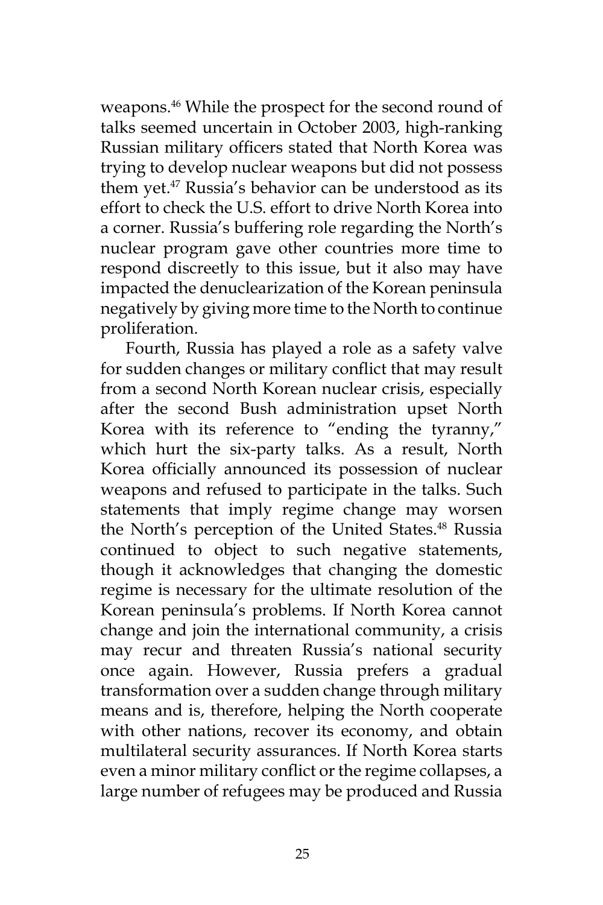weapons.[46] While the prospect for the second round of talks seemed uncertain in October 2003, high-ranking Russian military officers stated that North Korea was trying to develop nuclear weapons but did not possess them yet.[47] Russia's behavior can be understood as its effort to check the U.S. effort to drive North Korea into a corner. Russia's buffering role regarding the North's nuclear program gave other countries more time to respond discreetly to this issue, but it also may have impacted the denuclearization of the Korean peninsula negatively by giving more time to the North to continue proliferation.

Fourth, Russia has played a role as a safety valve for sudden changes or military conflict that may result from a second North Korean nuclear crisis, especially after the second Bush administration upset North Korea with its reference to "ending the tyranny," which hurt the six-party talks. As a result, North Korea officially announced its possession of nuclear weapons and refused to participate in the talks. Such statements that imply regime change may worsen the North's perception of the United States.[48] Russia continued to object to such negative statements, though it acknowledges that changing the domestic regime is necessary for the ultimate resolution of the Korean peninsula's problems. If North Korea cannot change and join the international community, a crisis may recur and threaten Russia's national security once again. However, Russia prefers a gradual transformation over a sudden change through military means and is, therefore, helping the North cooperate with other nations, recover its economy, and obtain multilateral security assurances. If North Korea starts even a minor military conflict or the regime collapses, a large number of refugees may be produced and Russia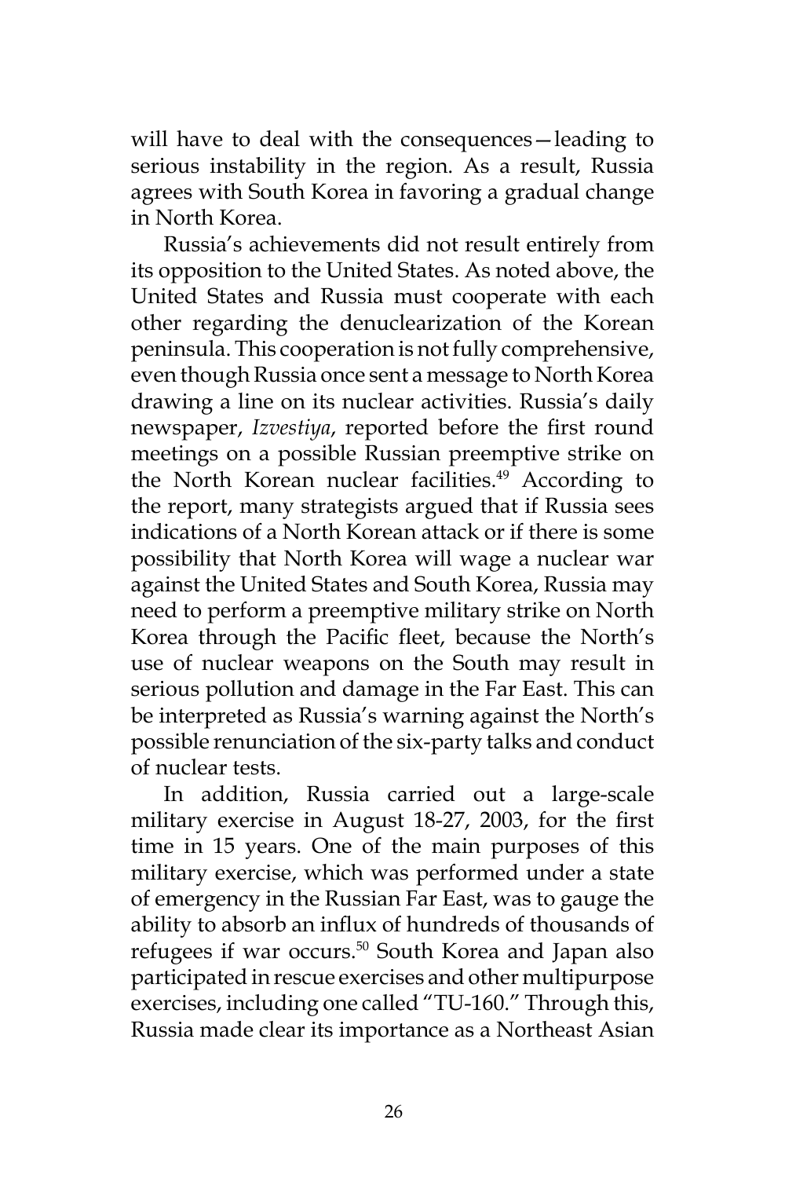will have to deal with the consequences—leading to serious instability in the region. As a result, Russia agrees with South Korea in favoring a gradual change in North Korea.

Russia's achievements did not result entirely from its opposition to the United States. As noted above, the United States and Russia must cooperate with each other regarding the denuclearization of the Korean peninsula. This cooperation is not fully comprehensive, even though Russia once sent a message to North Korea drawing a line on its nuclear activities. Russia's daily newspaper, *Izvestiya*, reported before the first round meetings on a possible Russian preemptive strike on the North Korean nuclear facilities.[49] According to the report, many strategists argued that if Russia sees indications of a North Korean attack or if there is some possibility that North Korea will wage a nuclear war against the United States and South Korea, Russia may need to perform a preemptive military strike on North Korea through the Pacific fleet, because the North's use of nuclear weapons on the South may result in serious pollution and damage in the Far East. This can be interpreted as Russia's warning against the North's possible renunciation of the six-party talks and conduct of nuclear tests.

In addition, Russia carried out a large-scale military exercise in August 18-27, 2003, for the first time in 15 years. One of the main purposes of this military exercise, which was performed under a state of emergency in the Russian Far East, was to gauge the ability to absorb an influx of hundreds of thousands of refugees if war occurs.[50] South Korea and Japan also participated in rescue exercises and other multipurpose exercises, including one called "TU-160." Through this, Russia made clear its importance as a Northeast Asian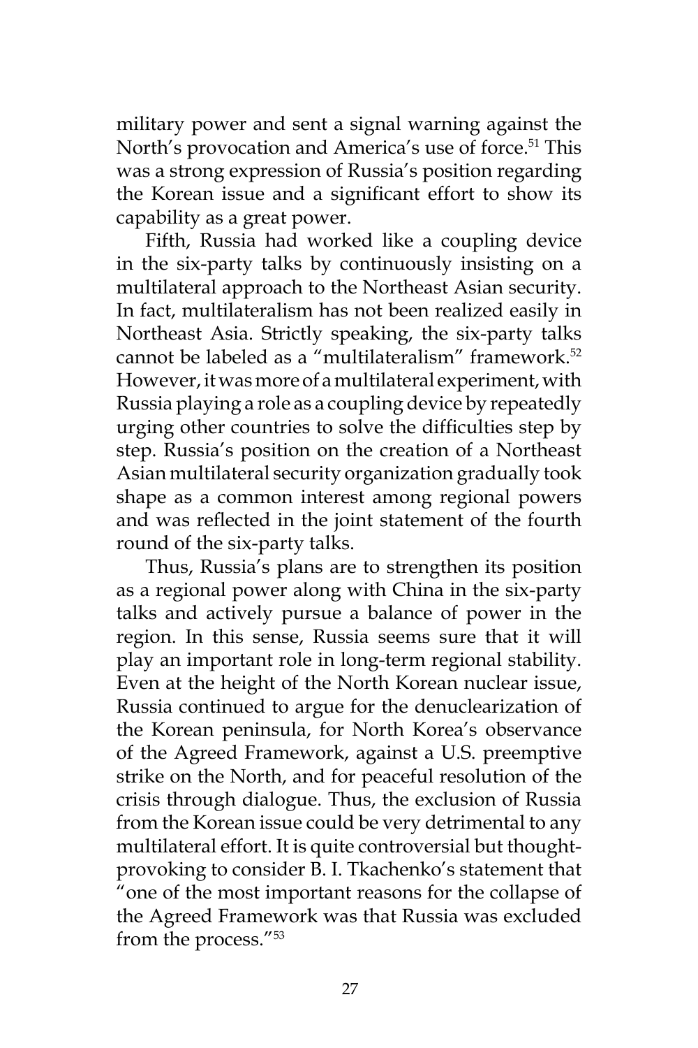military power and sent a signal warning against the North's provocation and America's use of force.[51] This was a strong expression of Russia's position regarding the Korean issue and a significant effort to show its capability as a great power.

Fifth, Russia had worked like a coupling device in the six-party talks by continuously insisting on a multilateral approach to the Northeast Asian security. In fact, multilateralism has not been realized easily in Northeast Asia. Strictly speaking, the six-party talks cannot be labeled as a "multilateralism" framework.[52] However, it was more of a multilateral experiment, with Russia playing a role as a coupling device by repeatedly urging other countries to solve the difficulties step by step. Russia's position on the creation of a Northeast Asian multilateral security organization gradually took shape as a common interest among regional powers and was reflected in the joint statement of the fourth round of the six-party talks.

Thus, Russia's plans are to strengthen its position as a regional power along with China in the six-party talks and actively pursue a balance of power in the region. In this sense, Russia seems sure that it will play an important role in long-term regional stability. Even at the height of the North Korean nuclear issue, Russia continued to argue for the denuclearization of the Korean peninsula, for North Korea's observance of the Agreed Framework, against a U.S. preemptive strike on the North, and for peaceful resolution of the crisis through dialogue. Thus, the exclusion of Russia from the Korean issue could be very detrimental to any multilateral effort. It is quite controversial but thought-provoking to consider B. I. Tkachenko's statement that "one of the most important reasons for the collapse of the Agreed Framework was that Russia was excluded from the process."[53]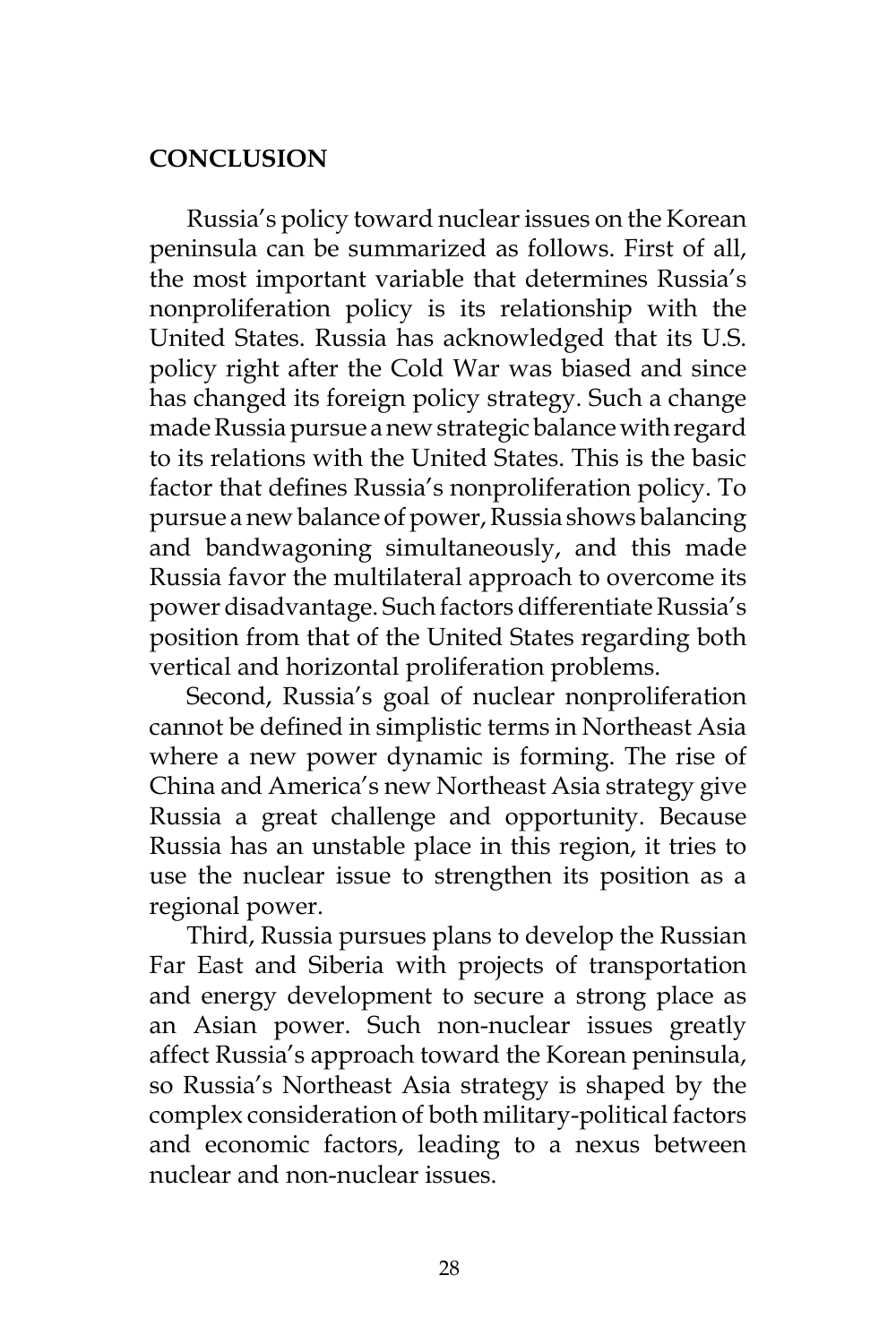## CONCLUSION

Russia's policy toward nuclear issues on the Korean peninsula can be summarized as follows. First of all, the most important variable that determines Russia's nonproliferation policy is its relationship with the United States. Russia has acknowledged that its U.S. policy right after the Cold War was biased and since has changed its foreign policy strategy. Such a change made Russia pursue a new strategic balance with regard to its relations with the United States. This is the basic factor that defines Russia's nonproliferation policy. To pursue a new balance of power, Russia shows balancing and bandwagoning simultaneously, and this made Russia favor the multilateral approach to overcome its power disadvantage. Such factors differentiate Russia's position from that of the United States regarding both vertical and horizontal proliferation problems.

Second, Russia's goal of nuclear nonproliferation cannot be defined in simplistic terms in Northeast Asia where a new power dynamic is forming. The rise of China and America's new Northeast Asia strategy give Russia a great challenge and opportunity. Because Russia has an unstable place in this region, it tries to use the nuclear issue to strengthen its position as a regional power.

Third, Russia pursues plans to develop the Russian Far East and Siberia with projects of transportation and energy development to secure a strong place as an Asian power. Such non-nuclear issues greatly affect Russia's approach toward the Korean peninsula, so Russia's Northeast Asia strategy is shaped by the complex consideration of both military-political factors and economic factors, leading to a nexus between nuclear and non-nuclear issues.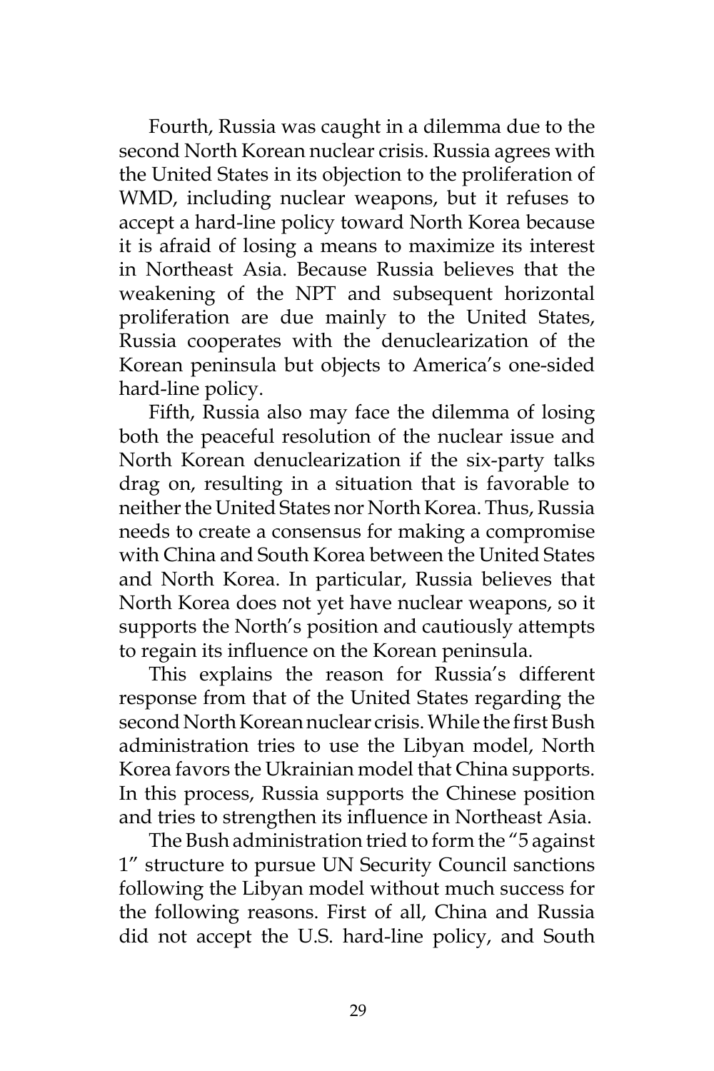Fourth, Russia was caught in a dilemma due to the second North Korean nuclear crisis. Russia agrees with the United States in its objection to the proliferation of WMD, including nuclear weapons, but it refuses to accept a hard-line policy toward North Korea because it is afraid of losing a means to maximize its interest in Northeast Asia. Because Russia believes that the weakening of the NPT and subsequent horizontal proliferation are due mainly to the United States, Russia cooperates with the denuclearization of the Korean peninsula but objects to America's one-sided hard-line policy.

Fifth, Russia also may face the dilemma of losing both the peaceful resolution of the nuclear issue and North Korean denuclearization if the six-party talks drag on, resulting in a situation that is favorable to neither the United States nor North Korea. Thus, Russia needs to create a consensus for making a compromise with China and South Korea between the United States and North Korea. In particular, Russia believes that North Korea does not yet have nuclear weapons, so it supports the North's position and cautiously attempts to regain its influence on the Korean peninsula.

This explains the reason for Russia's different response from that of the United States regarding the second North Korean nuclear crisis. While the first Bush administration tries to use the Libyan model, North Korea favors the Ukrainian model that China supports. In this process, Russia supports the Chinese position and tries to strengthen its influence in Northeast Asia.

The Bush administration tried to form the "5 against 1" structure to pursue UN Security Council sanctions following the Libyan model without much success for the following reasons. First of all, China and Russia did not accept the U.S. hard-line policy, and South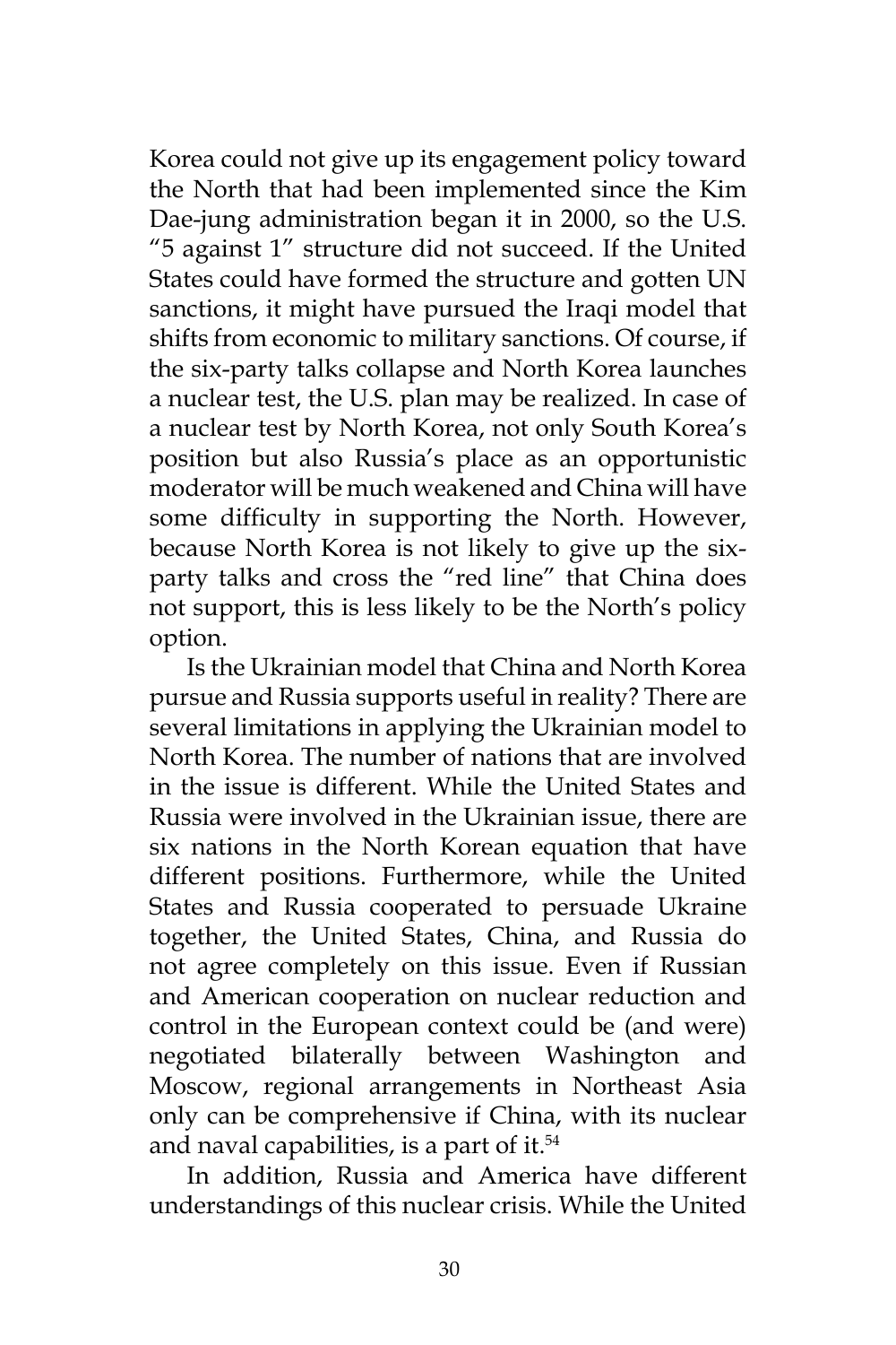Korea could not give up its engagement policy toward the North that had been implemented since the Kim Dae-jung administration began it in 2000, so the U.S. "5 against 1" structure did not succeed. If the United States could have formed the structure and gotten UN sanctions, it might have pursued the Iraqi model that shifts from economic to military sanctions. Of course, if the six-party talks collapse and North Korea launches a nuclear test, the U.S. plan may be realized. In case of a nuclear test by North Korea, not only South Korea's position but also Russia's place as an opportunistic moderator will be much weakened and China will have some difficulty in supporting the North. However, because North Korea is not likely to give up the six-party talks and cross the "red line" that China does not support, this is less likely to be the North's policy option.

Is the Ukrainian model that China and North Korea pursue and Russia supports useful in reality? There are several limitations in applying the Ukrainian model to North Korea. The number of nations that are involved in the issue is different. While the United States and Russia were involved in the Ukrainian issue, there are six nations in the North Korean equation that have different positions. Furthermore, while the United States and Russia cooperated to persuade Ukraine together, the United States, China, and Russia do not agree completely on this issue. Even if Russian and American cooperation on nuclear reduction and control in the European context could be (and were) negotiated bilaterally between Washington and Moscow, regional arrangements in Northeast Asia only can be comprehensive if China, with its nuclear and naval capabilities, is a part of it.[54]

In addition, Russia and America have different understandings of this nuclear crisis. While the United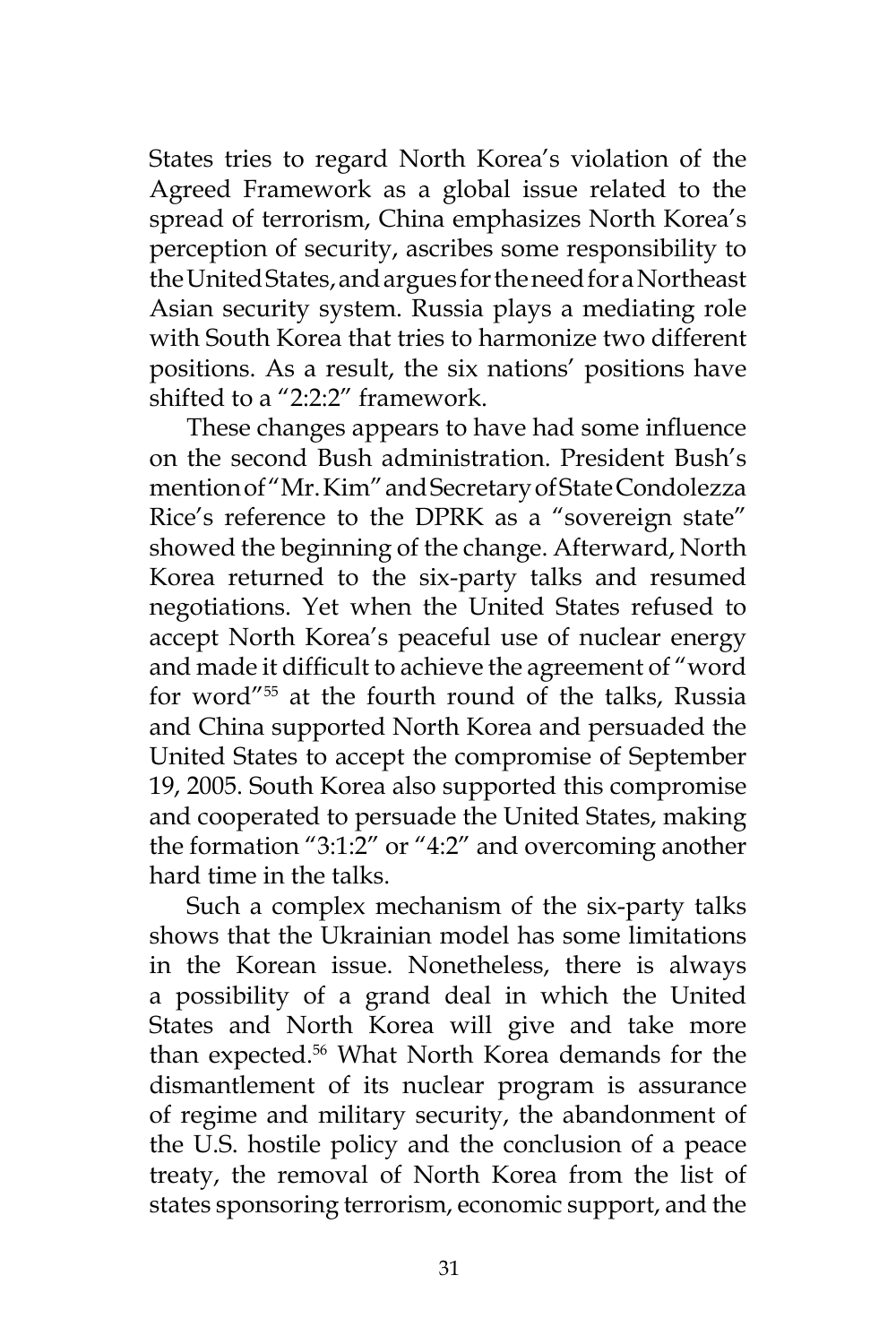States tries to regard North Korea's violation of the Agreed Framework as a global issue related to the spread of terrorism, China emphasizes North Korea's perception of security, ascribes some responsibility to the United States, and argues for the need for a Northeast Asian security system. Russia plays a mediating role with South Korea that tries to harmonize two different positions. As a result, the six nations' positions have shifted to a "2:2:2" framework.

These changes appears to have had some influence on the second Bush administration. President Bush's mention of "Mr. Kim" and Secretary of State Condolezza Rice's reference to the DPRK as a "sovereign state" showed the beginning of the change. Afterward, North Korea returned to the six-party talks and resumed negotiations. Yet when the United States refused to accept North Korea's peaceful use of nuclear energy and made it difficult to achieve the agreement of "word for word"[55] at the fourth round of the talks, Russia and China supported North Korea and persuaded the United States to accept the compromise of September 19, 2005. South Korea also supported this compromise and cooperated to persuade the United States, making the formation "3:1:2" or "4:2" and overcoming another hard time in the talks.

Such a complex mechanism of the six-party talks shows that the Ukrainian model has some limitations in the Korean issue. Nonetheless, there is always a possibility of a grand deal in which the United States and North Korea will give and take more than expected.[56] What North Korea demands for the dismantlement of its nuclear program is assurance of regime and military security, the abandonment of the U.S. hostile policy and the conclusion of a peace treaty, the removal of North Korea from the list of states sponsoring terrorism, economic support, and the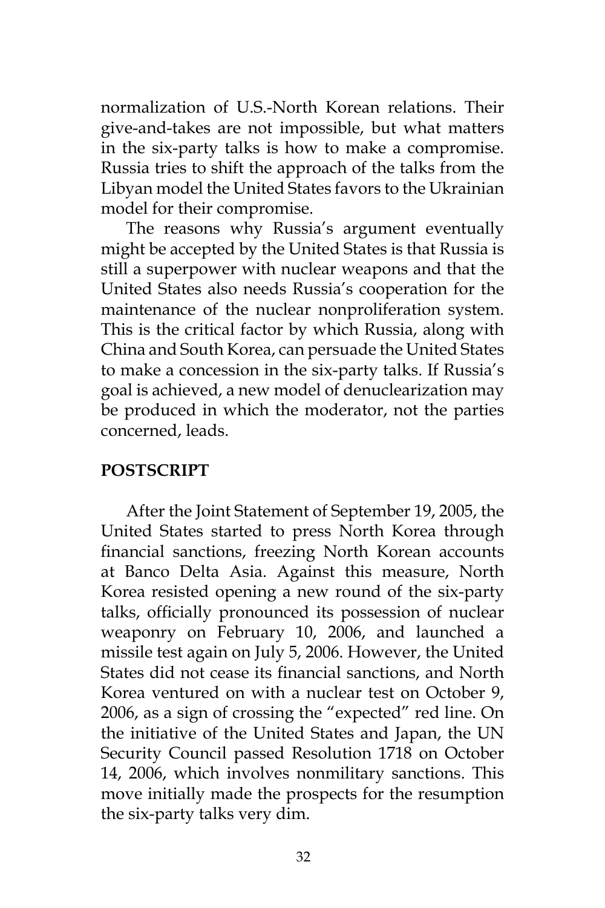normalization of U.S.-North Korean relations. Their give-and-takes are not impossible, but what matters in the six-party talks is how to make a compromise. Russia tries to shift the approach of the talks from the Libyan model the United States favors to the Ukrainian model for their compromise.

The reasons why Russia's argument eventually might be accepted by the United States is that Russia is still a superpower with nuclear weapons and that the United States also needs Russia's cooperation for the maintenance of the nuclear nonproliferation system. This is the critical factor by which Russia, along with China and South Korea, can persuade the United States to make a concession in the six-party talks. If Russia's goal is achieved, a new model of denuclearization may be produced in which the moderator, not the parties concerned, leads.

## POSTSCRIPT

After the Joint Statement of September 19, 2005, the United States started to press North Korea through financial sanctions, freezing North Korean accounts at Banco Delta Asia. Against this measure, North Korea resisted opening a new round of the six-party talks, officially pronounced its possession of nuclear weaponry on February 10, 2006, and launched a missile test again on July 5, 2006. However, the United States did not cease its financial sanctions, and North Korea ventured on with a nuclear test on October 9, 2006, as a sign of crossing the "expected" red line. On the initiative of the United States and Japan, the UN Security Council passed Resolution 1718 on October 14, 2006, which involves nonmilitary sanctions. This move initially made the prospects for the resumption the six-party talks very dim.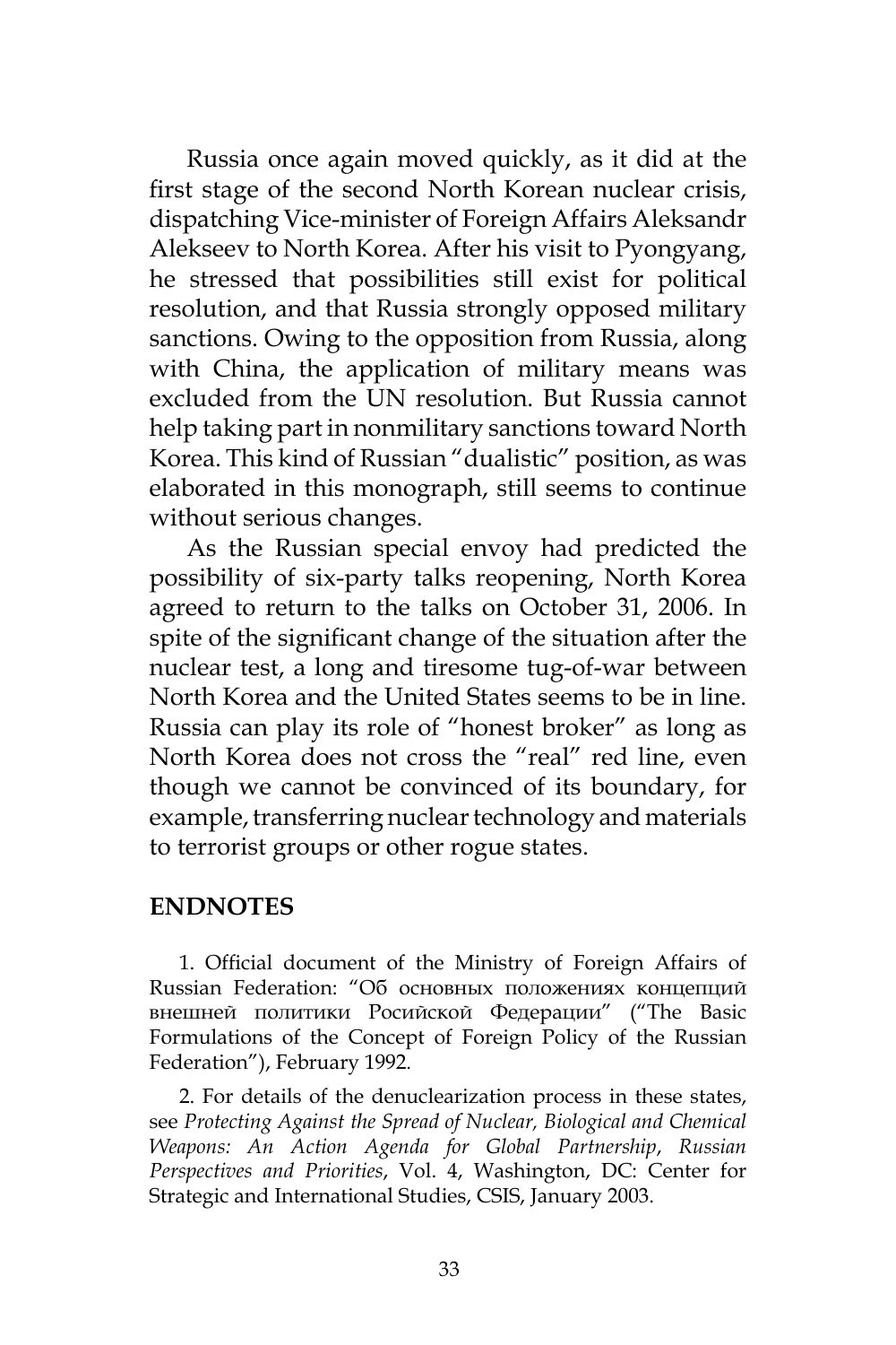Russia once again moved quickly, as it did at the first stage of the second North Korean nuclear crisis, dispatching Vice-minister of Foreign Affairs Aleksandr Alekseev to North Korea. After his visit to Pyongyang, he stressed that possibilities still exist for political resolution, and that Russia strongly opposed military sanctions. Owing to the opposition from Russia, along with China, the application of military means was excluded from the UN resolution. But Russia cannot help taking part in nonmilitary sanctions toward North Korea. This kind of Russian "dualistic" position, as was elaborated in this monograph, still seems to continue without serious changes.

As the Russian special envoy had predicted the possibility of six-party talks reopening, North Korea agreed to return to the talks on October 31, 2006. In spite of the significant change of the situation after the nuclear test, a long and tiresome tug-of-war between North Korea and the United States seems to be in line. Russia can play its role of "honest broker" as long as North Korea does not cross the "real" red line, even though we cannot be convinced of its boundary, for example, transferring nuclear technology and materials to terrorist groups or other rogue states.

## ENDNOTES

1. Official document of the Ministry of Foreign Affairs of Russian Federation: "Об основных положениях концепций внешней политики Росийской Федерации" ("The Basic Formulations of the Concept of Foreign Policy of the Russian Federation"), February 1992.

2. For details of the denuclearization process in these states, see *Protecting Against the Spread of Nuclear, Biological and Chemical Weapons: An Action Agenda for Global Partnership*, *Russian Perspectives and Priorities*, Vol. 4, Washington, DC: Center for Strategic and International Studies, CSIS, January 2003.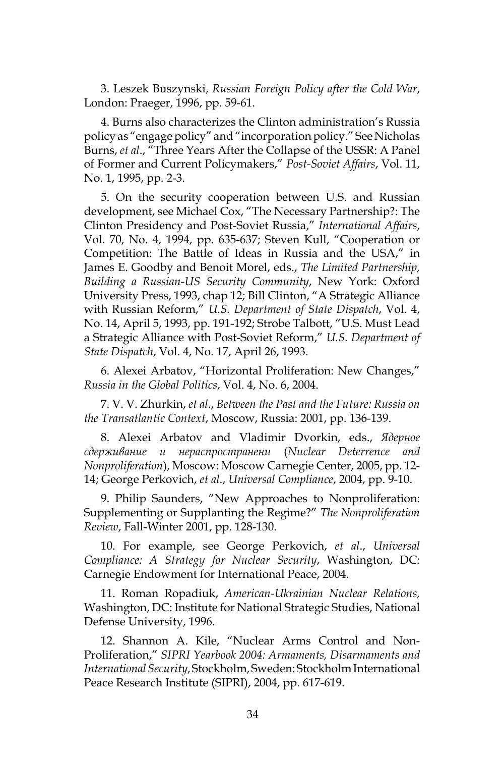3. Leszek Buszynski, *Russian Foreign Policy after the Cold War*, London: Praeger, 1996, pp. 59-61.

4. Burns also characterizes the Clinton administration's Russia policy as "engage policy" and "incorporation policy." See Nicholas Burns, *et al*., "Three Years After the Collapse of the USSR: A Panel of Former and Current Policymakers," *Post-Soviet Affairs*, Vol. 11, No. 1, 1995, pp. 2-3.

5. On the security cooperation between U.S. and Russian development, see Michael Cox, "The Necessary Partnership?: The Clinton Presidency and Post-Soviet Russia," *International Affairs*, Vol. 70, No. 4, 1994, pp. 635-637; Steven Kull, "Cooperation or Competition: The Battle of Ideas in Russia and the USA," in James E. Goodby and Benoit Morel, eds., *The Limited Partnership, Building a Russian-US Security Community*, New York: Oxford University Press, 1993, chap 12; Bill Clinton, "A Strategic Alliance with Russian Reform," *U.S. Department of State Dispatch*, Vol. 4, No. 14, April 5, 1993, pp. 191-192; Strobe Talbott, "U.S. Must Lead a Strategic Alliance with Post-Soviet Reform," *U.S. Department of State Dispatch*, Vol. 4, No. 17, April 26, 1993.

6. Alexei Arbatov, "Horizontal Proliferation: New Changes," *Russia in the Global Politics*, Vol. 4, No. 6, 2004.

7. V. V. Zhurkin, *et al*., *Between the Past and the Future: Russia on the Transatlantic Context*, Moscow, Russia: 2001, pp. 136-139.

8. Alexei Arbatov and Vladimir Dvorkin, eds., *Ядерное сдерживание и нераспространени* (*Nuclear Deterrence and Nonproliferation*), Moscow: Moscow Carnegie Center, 2005, pp. 12-14; George Perkovich, *et al*., *Universal Compliance*, 2004, pp. 9-10.

9. Philip Saunders, "New Approaches to Nonproliferation: Supplementing or Supplanting the Regime?" *The Nonproliferation Review*, Fall-Winter 2001, pp. 128-130.

10. For example, see George Perkovich, *et al*., *Universal Compliance: A Strategy for Nuclear Security*, Washington, DC: Carnegie Endowment for International Peace, 2004.

11. Roman Ropadiuk, *American-Ukrainian Nuclear Relations,* Washington, DC: Institute for National Strategic Studies, National Defense University, 1996.

12. Shannon A. Kile, "Nuclear Arms Control and Non-Proliferation," *SIPRI Yearbook 2004: Armaments, Disarmaments and International Security*, Stockholm, Sweden: Stockholm International Peace Research Institute (SIPRI), 2004, pp. 617-619.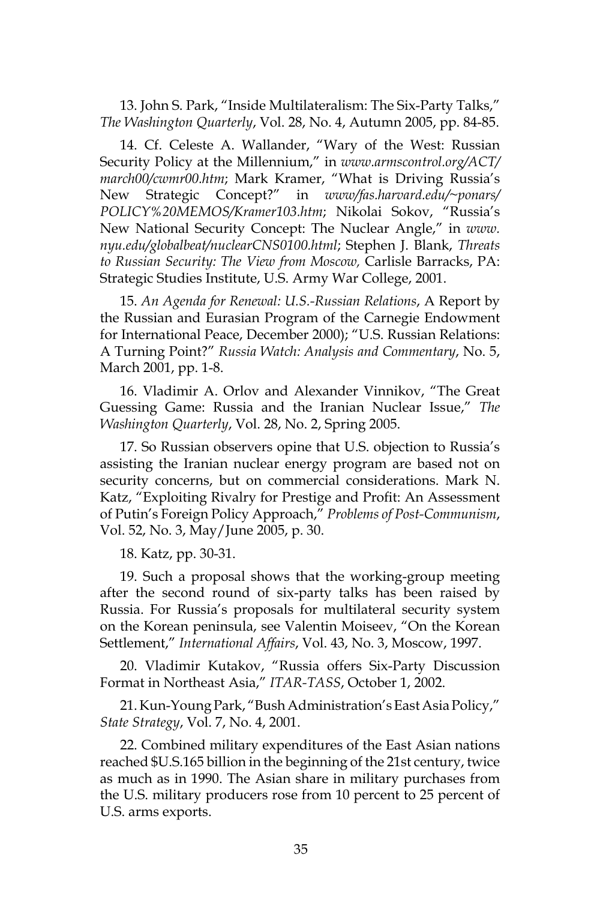13. John S. Park, "Inside Multilateralism: The Six-Party Talks," *The Washington Quarterly*, Vol. 28, No. 4, Autumn 2005, pp. 84-85.

14. Cf. Celeste A. Wallander, "Wary of the West: Russian Security Policy at the Millennium," in *www.armscontrol.org/ACT/march00/cwmr00.htm*; Mark Kramer, "What is Driving Russia's New Strategic Concept?" in *www/fas.harvard.edu/~ponars/POLICY%20MEMOS/Kramer103.htm*; Nikolai Sokov, "Russia's New National Security Concept: The Nuclear Angle," in *www.nyu.edu/globalbeat/nuclearCNS0100.html*; Stephen J. Blank, *Threats to Russian Security: The View from Moscow,* Carlisle Barracks, PA: Strategic Studies Institute, U.S. Army War College, 2001.

15. *An Agenda for Renewal: U.S.-Russian Relations*, A Report by the Russian and Eurasian Program of the Carnegie Endowment for International Peace, December 2000); "U.S. Russian Relations: A Turning Point?" *Russia Watch: Analysis and Commentary*, No. 5, March 2001, pp. 1-8.

16. Vladimir A. Orlov and Alexander Vinnikov, "The Great Guessing Game: Russia and the Iranian Nuclear Issue," *The Washington Quarterly*, Vol. 28, No. 2, Spring 2005.

17. So Russian observers opine that U.S. objection to Russia's assisting the Iranian nuclear energy program are based not on security concerns, but on commercial considerations. Mark N. Katz, "Exploiting Rivalry for Prestige and Profit: An Assessment of Putin's Foreign Policy Approach," *Problems of Post-Communism*, Vol. 52, No. 3, May/June 2005, p. 30.

18. Katz, pp. 30-31.

19. Such a proposal shows that the working-group meeting after the second round of six-party talks has been raised by Russia. For Russia's proposals for multilateral security system on the Korean peninsula, see Valentin Moiseev, "On the Korean Settlement," *International Affairs*, Vol. 43, No. 3, Moscow, 1997.

20. Vladimir Kutakov, "Russia offers Six-Party Discussion Format in Northeast Asia," *ITAR-TASS*, October 1, 2002.

21. Kun-Young Park, "Bush Administration's East Asia Policy," *State Strategy*, Vol. 7, No. 4, 2001.

22. Combined military expenditures of the East Asian nations reached $U.S.165 billion in the beginning of the 21st century, twice as much as in 1990. The Asian share in military purchases from the U.S. military producers rose from 10 percent to 25 percent of U.S. arms exports.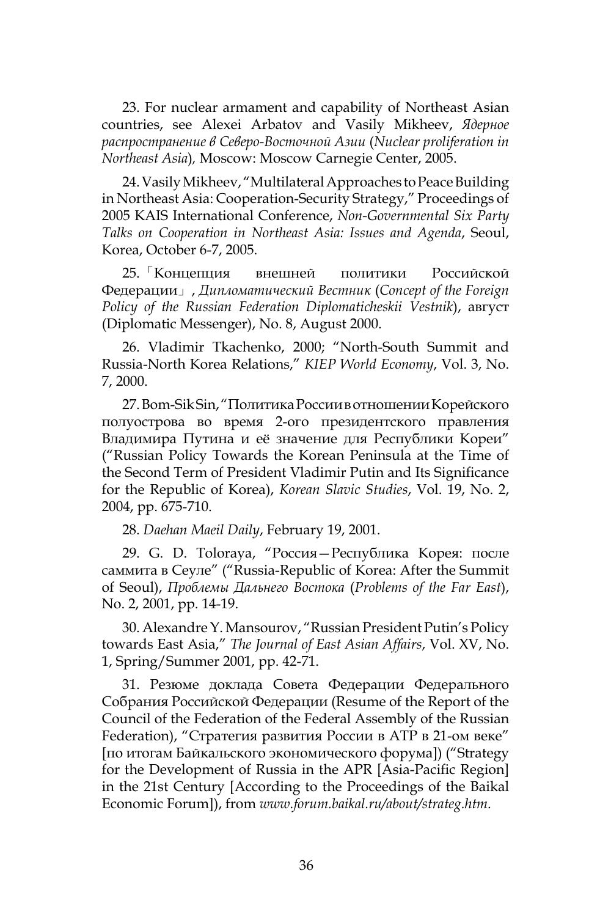23. For nuclear armament and capability of Northeast Asian countries, see Alexei Arbatov and Vasily Mikheev, *Ядерное распространение в Северо-Восточной Азии* (*Nuclear proliferation in Northeast Asia*), Moscow: Moscow Carnegie Center, 2005.

24. Vasily Mikheev, "Multilateral Approaches to Peace Building in Northeast Asia: Cooperation-Security Strategy," Proceedings of 2005 KAIS International Conference, *Non-Governmental Six Party Talks on Cooperation in Northeast Asia: Issues and Agenda*, Seoul, Korea, October 6-7, 2005.

25.「Концепция внешней политики Российской Федерации」, *Дипломатический Вестник* (*Concept of the Foreign Policy of the Russian Federation Diplomaticheskii Vestnik*), август (Diplomatic Messenger), No. 8, August 2000.

26. Vladimir Tkachenko, 2000; "North-South Summit and Russia-North Korea Relations," *KIEP World Economy*, Vol. 3, No. 7, 2000.

27. Bom-Sik Sin, "Политика России в отношении Корейского полуострова во время 2-ого президентского правления Владимира Путина и её значение для Республики Кореи" ("Russian Policy Towards the Korean Peninsula at the Time of the Second Term of President Vladimir Putin and Its Significance for the Republic of Korea), *Korean Slavic Studies*, Vol. 19, No. 2, 2004, pp. 675-710.

28. *Daehan Maeil Daily*, February 19, 2001.

29. G. D. Toloraya, "Россия—Республика Корея: после саммита в Сеуле" ("Russia-Republic of Korea: After the Summit of Seoul), *Проблемы Дальнего Востока* (*Problems of the Far East*), No. 2, 2001, pp. 14-19.

30. Alexandre Y. Mansourov, "Russian President Putin's Policy towards East Asia," *The Journal of East Asian Affairs*, Vol. XV, No. 1, Spring/Summer 2001, pp. 42-71.

31. Резюме доклада Совета Федерации Федерального Собрания Российской Федерации (Resume of the Report of the Council of the Federation of the Federal Assembly of the Russian Federation), "Стратегия развития России в АТР в 21-ом веке" [по итогам Байкальского экономического форума] ("Strategy for the Development of Russia in the APR [Asia-Pacific Region] in the 21st Century [According to the Proceedings of the Baikal Economic Forum]), from *www.forum.baikal.ru/about/strateg.htm*.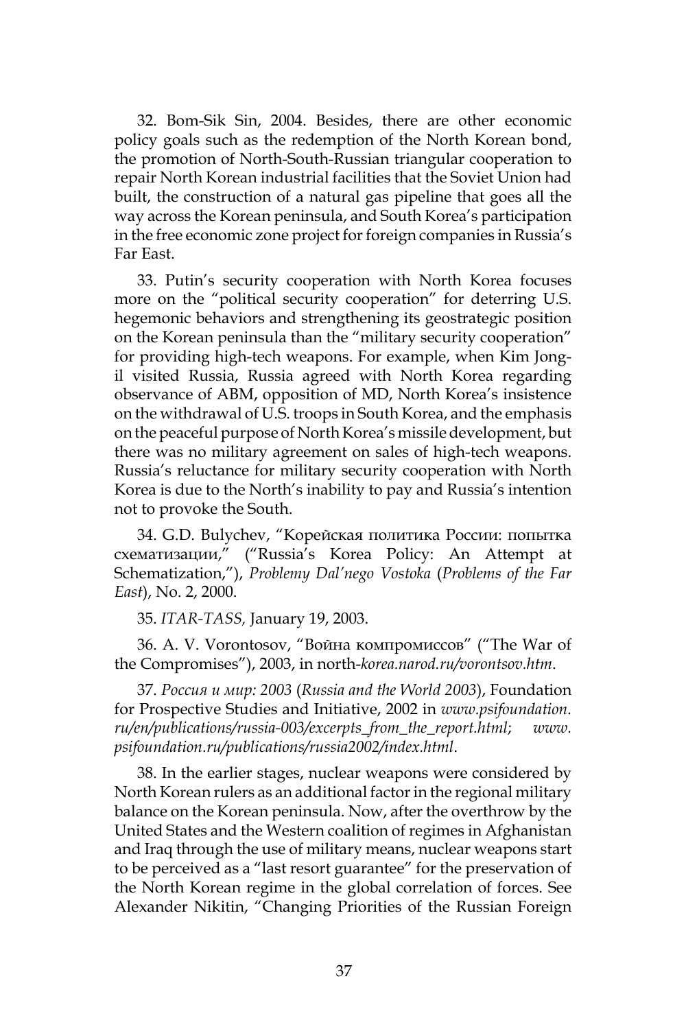32. Bom-Sik Sin, 2004. Besides, there are other economic policy goals such as the redemption of the North Korean bond, the promotion of North-South-Russian triangular cooperation to repair North Korean industrial facilities that the Soviet Union had built, the construction of a natural gas pipeline that goes all the way across the Korean peninsula, and South Korea's participation in the free economic zone project for foreign companies in Russia's Far East.

33. Putin's security cooperation with North Korea focuses more on the "political security cooperation" for deterring U.S. hegemonic behaviors and strengthening its geostrategic position on the Korean peninsula than the "military security cooperation" for providing high-tech weapons. For example, when Kim Jong-il visited Russia, Russia agreed with North Korea regarding observance of ABM, opposition of MD, North Korea's insistence on the withdrawal of U.S. troops in South Korea, and the emphasis on the peaceful purpose of North Korea's missile development, but there was no military agreement on sales of high-tech weapons. Russia's reluctance for military security cooperation with North Korea is due to the North's inability to pay and Russia's intention not to provoke the South.

34. G.D. Bulychev, "Корейская политика России: попытка схематизации," ("Russia's Korea Policy: An Attempt at Schematization,"), *Problemy Dal'nego Vostoka* (*Problems of the Far East*), No. 2, 2000.

35. *ITAR-TASS,* January 19, 2003.

36. A. V. Vorontosov, "Война компромиссов" ("The War of the Compromises"), 2003, in north-*korea.narod.ru/vorontsov.htm*.

37. *Россия и мир: 2003* (*Russia and the World 2003*), Foundation for Prospective Studies and Initiative, 2002 in *www.psifoundation.ru/en/publications/russia-003/excerpts_from_the_report.html*; *www.psifoundation.ru/publications/russia2002/index.html*.

38. In the earlier stages, nuclear weapons were considered by North Korean rulers as an additional factor in the regional military balance on the Korean peninsula. Now, after the overthrow by the United States and the Western coalition of regimes in Afghanistan and Iraq through the use of military means, nuclear weapons start to be perceived as a "last resort guarantee" for the preservation of the North Korean regime in the global correlation of forces. See Alexander Nikitin, "Changing Priorities of the Russian Foreign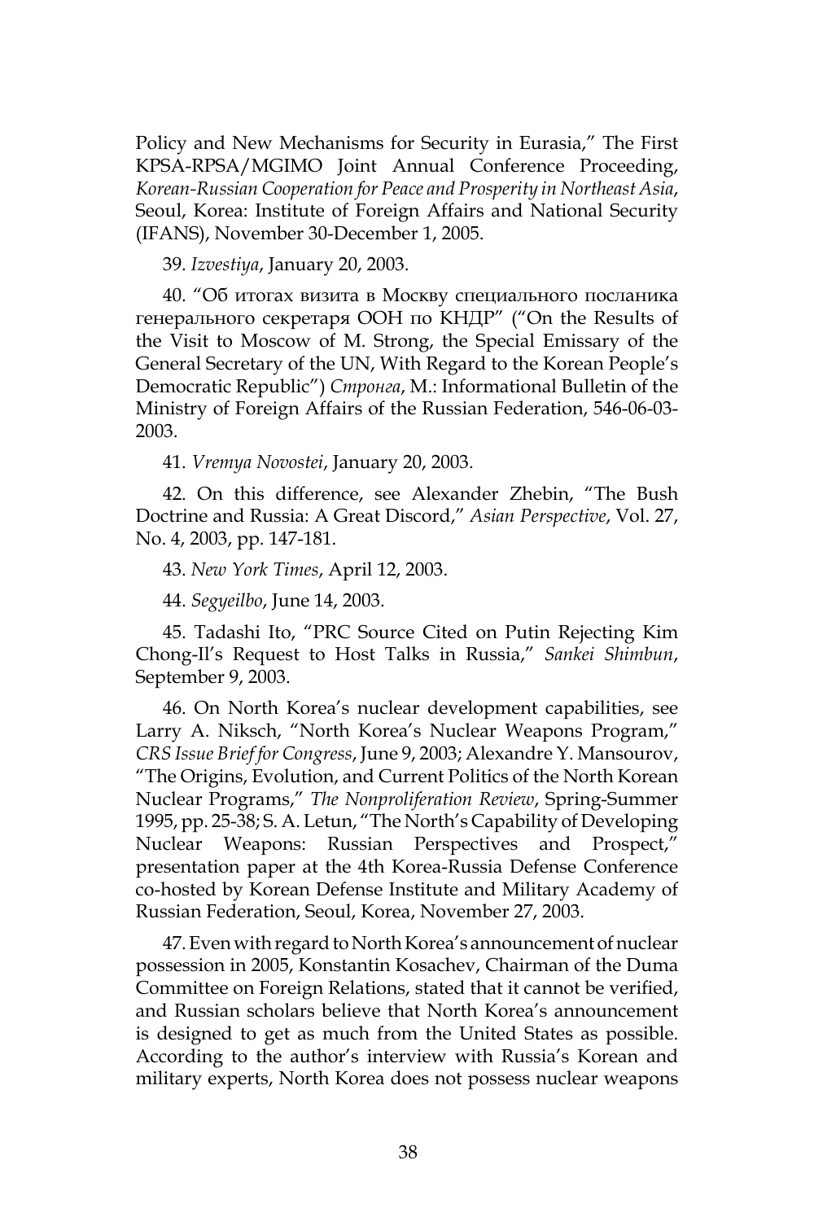Policy and New Mechanisms for Security in Eurasia," The First KPSA-RPSA/MGIMO Joint Annual Conference Proceeding, *Korean-Russian Cooperation for Peace and Prosperity in Northeast Asia*, Seoul, Korea: Institute of Foreign Affairs and National Security (IFANS), November 30-December 1, 2005.

39. *Izvestiya*, January 20, 2003.

40. "Об итогах визита в Москву специального посланика генерального секретаря ООН по КНДР" ("On the Results of the Visit to Moscow of M. Strong, the Special Emissary of the General Secretary of the UN, With Regard to the Korean People's Democratic Republic") *Стронга*, M.: Informational Bulletin of the Ministry of Foreign Affairs of the Russian Federation, 546-06-03-2003.

41. *Vremya Novostei*, January 20, 2003.

42. On this difference, see Alexander Zhebin, "The Bush Doctrine and Russia: A Great Discord," *Asian Perspective*, Vol. 27, No. 4, 2003, pp. 147-181.

43. *New York Times*, April 12, 2003.

44. *Segyeilbo*, June 14, 2003.

45. Tadashi Ito, "PRC Source Cited on Putin Rejecting Kim Chong-Il's Request to Host Talks in Russia," *Sankei Shimbun*, September 9, 2003.

46. On North Korea's nuclear development capabilities, see Larry A. Niksch, "North Korea's Nuclear Weapons Program," *CRS Issue Brief for Congress*, June 9, 2003; Alexandre Y. Mansourov, "The Origins, Evolution, and Current Politics of the North Korean Nuclear Programs," *The Nonproliferation Review*, Spring-Summer 1995, pp. 25-38; S. A. Letun, "The North's Capability of Developing Nuclear Weapons: Russian Perspectives and Prospect," presentation paper at the 4th Korea-Russia Defense Conference co-hosted by Korean Defense Institute and Military Academy of Russian Federation, Seoul, Korea, November 27, 2003.

47. Even with regard to North Korea's announcement of nuclear possession in 2005, Konstantin Kosachev, Chairman of the Duma Committee on Foreign Relations, stated that it cannot be verified, and Russian scholars believe that North Korea's announcement is designed to get as much from the United States as possible. According to the author's interview with Russia's Korean and military experts, North Korea does not possess nuclear weapons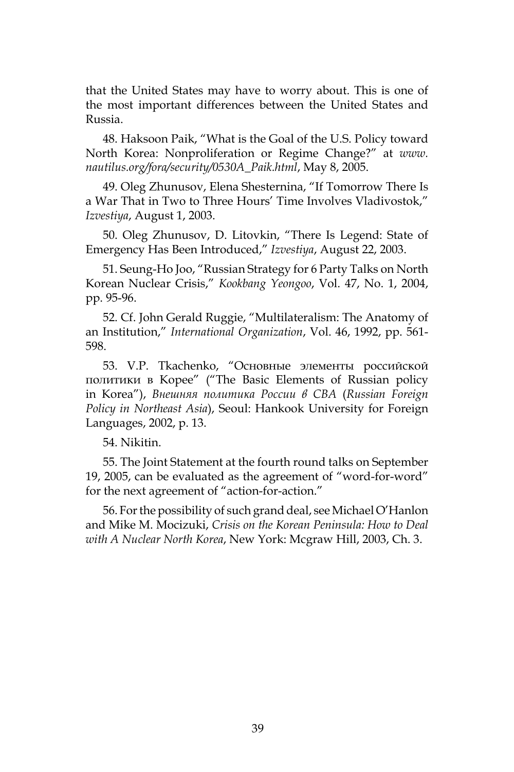that the United States may have to worry about. This is one of the most important differences between the United States and Russia.

48. Haksoon Paik, "What is the Goal of the U.S. Policy toward North Korea: Nonproliferation or Regime Change?" at *www.nautilus.org/fora/security/0530A_Paik.html*, May 8, 2005.

49. Oleg Zhunusov, Elena Shesternina, "If Tomorrow There Is a War That in Two to Three Hours' Time Involves Vladivostok," *Izvestiya*, August 1, 2003.

50. Oleg Zhunusov, D. Litovkin, "There Is Legend: State of Emergency Has Been Introduced," *Izvestiya*, August 22, 2003.

51. Seung-Ho Joo, "Russian Strategy for 6 Party Talks on North Korean Nuclear Crisis," *Kookbang Yeongoo*, Vol. 47, No. 1, 2004, pp. 95-96.

52. Cf. John Gerald Ruggie, "Multilateralism: The Anatomy of an Institution," *International Organization*, Vol. 46, 1992, pp. 561-598.

53. V.P. Tkachenko, "Основные элементы российской политики в Корее" ("The Basic Elements of Russian policy in Korea"), *Внешняя политика России в СВА* (*Russian Foreign Policy in Northeast Asia*), Seoul: Hankook University for Foreign Languages, 2002, p. 13.

54. Nikitin.

55. The Joint Statement at the fourth round talks on September 19, 2005, can be evaluated as the agreement of "word-for-word" for the next agreement of "action-for-action."

56. For the possibility of such grand deal, see Michael O'Hanlon and Mike M. Mocizuki, *Crisis on the Korean Peninsula: How to Deal with A Nuclear North Korea*, New York: Mcgraw Hill, 2003, Ch. 3.